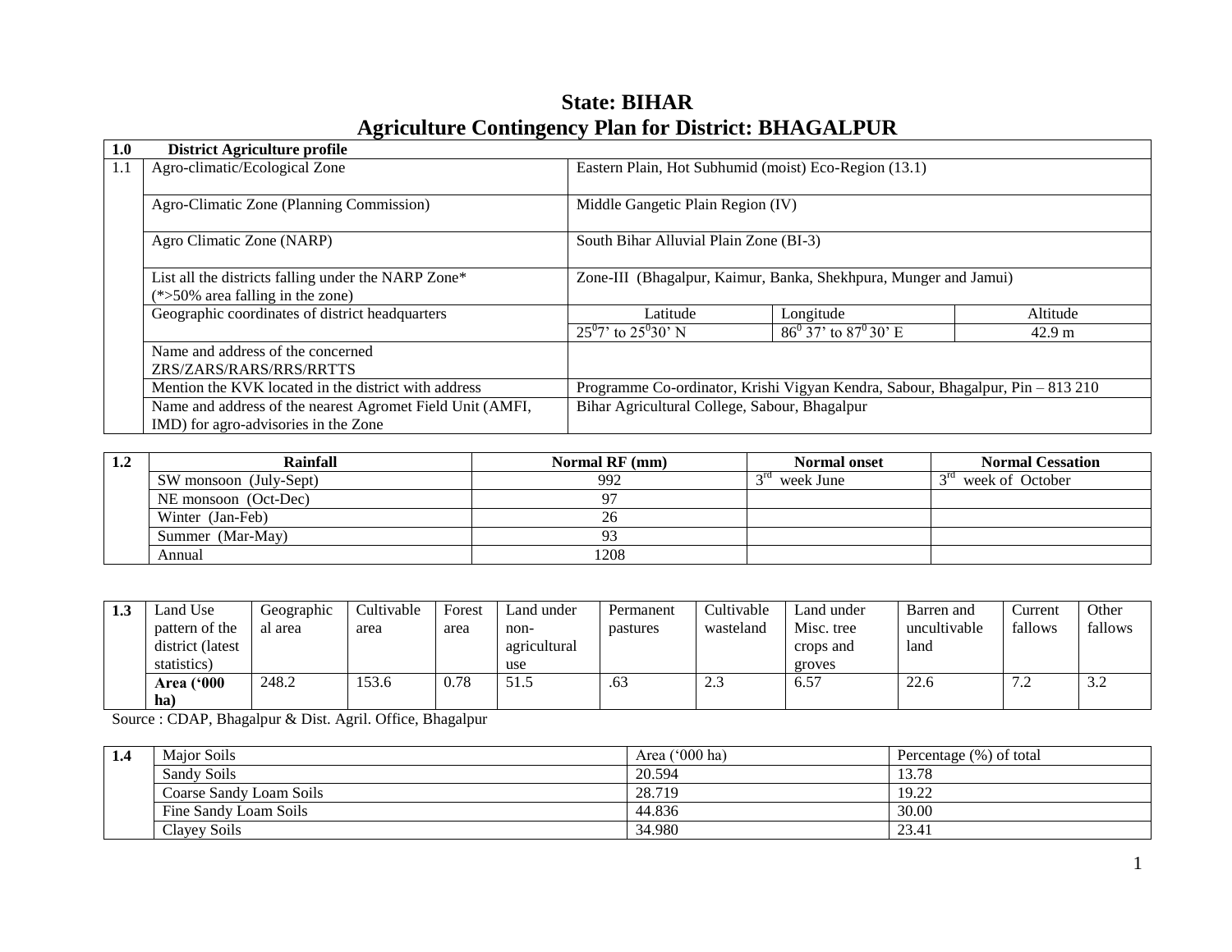# State: BIHAR

## Agriculture Contingency Plan for District: BHAGALPUR

| 1.0 | District Agriculture profile | | | |
|---|---|---|---|---|
| 1.1 | Agro-climatic/Ecological Zone | Eastern Plain, Hot Subhumid (moist) Eco-Region (13.1) | | |
| | Agro-Climatic Zone (Planning Commission) | Middle Gangetic Plain Region (IV) | | |
| | Agro Climatic Zone (NARP) | South Bihar Alluvial Plain Zone (BI-3) | | |
| | List all the districts falling under the NARP Zone* (*>50% area falling in the zone) | Zone-III (Bhagalpur, Kaimur, Banka, Shekhpura, Munger and Jamui) | | |
| | Geographic coordinates of district headquarters | Latitude | Longitude | Altitude |
| | | $25^0 7'$ to $25^0 30'$ N | $86^0 37'$ to $87^0 30'$ E | 42.9 m |
| | Name and address of the concerned ZRS/ZARS/RARS/RRS/RRTTS | | | |
| | Mention the KVK located in the district with address | Programme Co-ordinator, Krishi Vigyan Kendra, Sabour, Bhagalpur, Pin – 813 210 | | |
| | Name and address of the nearest Agromet Field Unit (AMFI, IMD) for agro-advisories in the Zone | Bihar Agricultural College, Sabour, Bhagalpur | | |

| 1.2 | Rainfall | Normal RF (mm) | Normal onset | Normal Cessation |
|---|---|---|---|---|
| | SW monsoon (July-Sept) | 992 | 3rd week June | 3rd week of October |
| | NE monsoon (Oct-Dec) | 97 | | |
| | Winter (Jan-Feb) | 26 | | |
| | Summer (Mar-May) | 93 | | |
| | Annual | 1208 | | |

| 1.3 | Land Use pattern of the district (latest statistics) | Geographical area | Cultivable area | Forest area | Land under non-agricultural use | Permanent pastures | Cultivable wasteland | Land under Misc. tree crops and groves | Barren and uncultivable land | Current fallows | Other fallows |
|---|---|---|---|---|---|---|---|---|---|---|---|
| | **Area ('000 ha)** | 248.2 | 153.6 | 0.78 | 51.5 | .63 | 2.3 | 6.57 | 22.6 | 7.2 | 3.2 |

Source : CDAP, Bhagalpur & Dist. Agril. Office, Bhagalpur

| 1.4 | Major Soils | Area ('000 ha) | Percentage (%) of total |
|---|---|---|---|
| | Sandy Soils | 20.594 | 13.78 |
| | Coarse Sandy Loam Soils | 28.719 | 19.22 |
| | Fine Sandy Loam Soils | 44.836 | 30.00 |
| | Clayey Soils | 34.980 | 23.41 |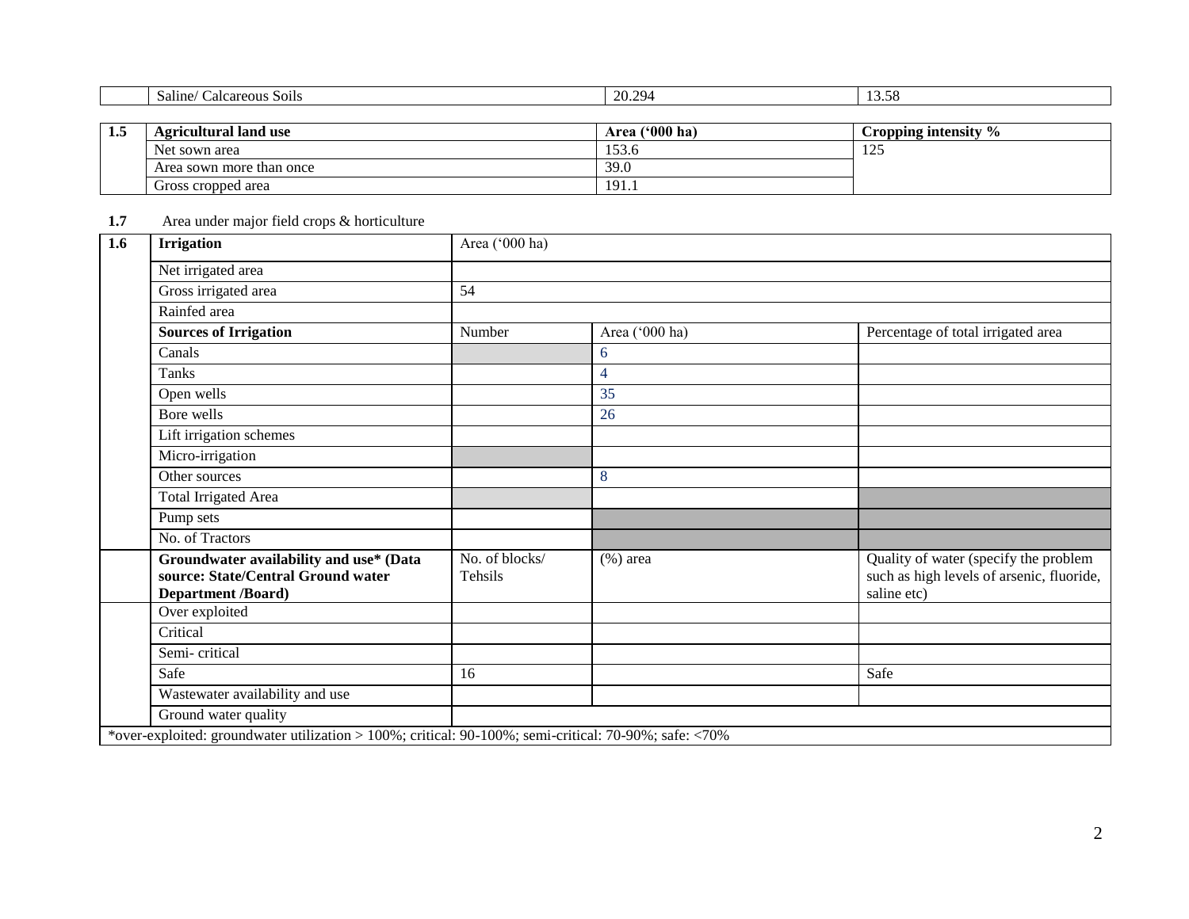| | Saline/ Calcareous Soils | 20.294 | 13.58 |
|---|---|---|---|

| 1.5 | Agricultural land use | Area ('000 ha) | Cropping intensity % |
|---|---|---|---|
| | Net sown area | 153.6 | 125 |
| | Area sown more than once | 39.0 | |
| | Gross cropped area | 191.1 | |

**1.7** Area under major field crops & horticulture

| 1.6 | Irrigation | Area ('000 ha) | | |
|---|---|---|---|---|
| | Net irrigated area | | | |
| | Gross irrigated area | 54 | | |
| | Rainfed area | | | |
| | **Sources of Irrigation** | Number | Area ('000 ha) | Percentage of total irrigated area |
| | Canals | | 6 | |
| | Tanks | | 4 | |
| | Open wells | | 35 | |
| | Bore wells | | 26 | |
| | Lift irrigation schemes | | | |
| | Micro-irrigation | | | |
| | Other sources | | 8 | |
| | Total Irrigated Area | | | |
| | Pump sets | | | |
| | No. of Tractors | | | |
| | **Groundwater availability and use* (Data source: State/Central Ground water Department /Board)** | No. of blocks/ Tehsils | (%) area | Quality of water (specify the problem such as high levels of arsenic, fluoride, saline etc) |
| | Over exploited | | | |
| | Critical | | | |
| | Semi- critical | | | |
| | Safe | 16 | | Safe |
| | Wastewater availability and use | | | |
| | Ground water quality | | | |

*over-exploited: groundwater utilization > 100%; critical: 90-100%; semi-critical: 70-90%; safe: <70%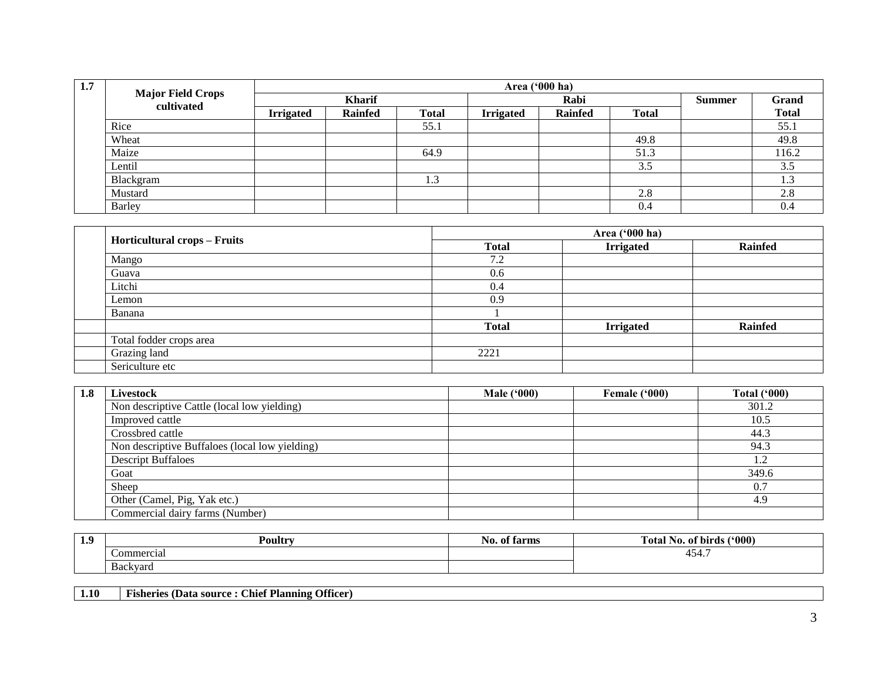| 1.7 | Major Field Crops cultivated | Area ('000 ha) | | | | | | | |
|---|---|---|---|---|---|---|---|---|---|
| | | Kharif | | | Rabi | | | Summer | Grand Total |
| | | Irrigated | Rainfed | Total | Irrigated | Rainfed | Total | | |
| | Rice | | | 55.1 | | | | | 55.1 |
| | Wheat | | | | | | 49.8 | | 49.8 |
| | Maize | | | 64.9 | | | 51.3 | | 116.2 |
| | Lentil | | | | | | 3.5 | | 3.5 |
| | Blackgram | | | 1.3 | | | | | 1.3 |
| | Mustard | | | | | | 2.8 | | 2.8 |
| | Barley | | | | | | 0.4 | | 0.4 |

| | Horticultural crops – Fruits | Area ('000 ha) | | |
|---|---|---|---|---|
| | | Total | Irrigated | Rainfed |
| | Mango | 7.2 | | |
| | Guava | 0.6 | | |
| | Litchi | 0.4 | | |
| | Lemon | 0.9 | | |
| | Banana | 1 | | |
| | | Total | Irrigated | Rainfed |
| | Total fodder crops area | | | |
| | Grazing land | 2221 | | |
| | Sericulture etc | | | |

| 1.8 | Livestock | Male ('000) | Female ('000) | Total ('000) |
|---|---|---|---|---|
| | Non descriptive Cattle (local low yielding) | | | 301.2 |
| | Improved cattle | | | 10.5 |
| | Crossbred cattle | | | 44.3 |
| | Non descriptive Buffaloes (local low yielding) | | | 94.3 |
| | Descript Buffaloes | | | 1.2 |
| | Goat | | | 349.6 |
| | Sheep | | | 0.7 |
| | Other (Camel, Pig, Yak etc.) | | | 4.9 |
| | Commercial dairy farms (Number) | | | |

| 1.9 | Poultry | No. of farms | Total No. of birds ('000) |
|---|---|---|---|
| | Commercial | | 454.7 |
| | Backyard | | |

| 1.10 | Fisheries (Data source : Chief Planning Officer) |
|---|---|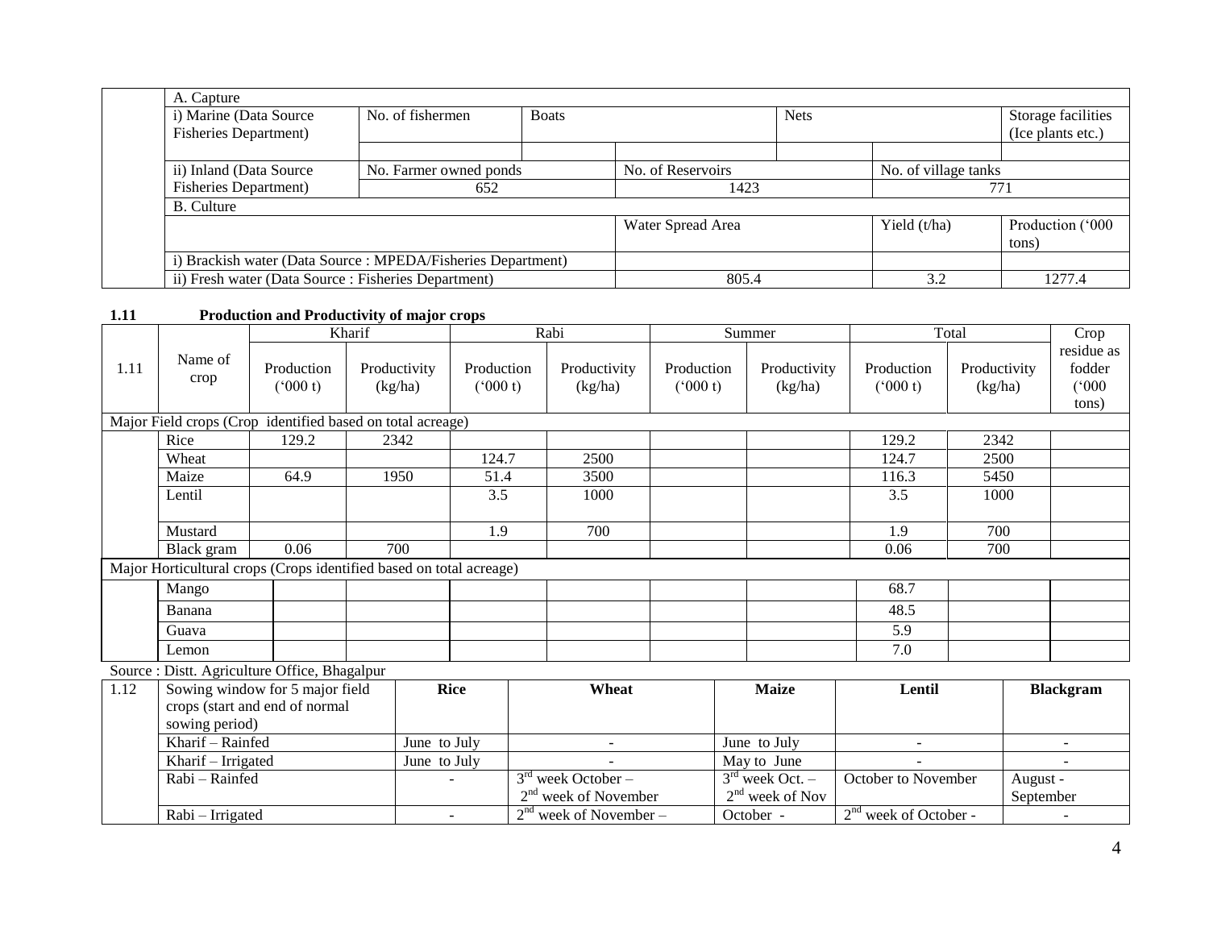| A. Capture | | | | | | |
|---|---|---|---|---|---|---|
| i) Marine (Data Source Fisheries Department) | No. of fishermen | Boats | | Nets | | Storage facilities (Ice plants etc.) |
| | | | | | | |
| ii) Inland (Data Source Fisheries Department) | No. Farmer owned ponds | | No. of Reservoirs | | No. of village tanks | |
| | 652 | | 1423 | | 771 | |
| B. Culture | | | | | | |
| | | | Water Spread Area | | Yield (t/ha) | Production ('000 tons) |
| i) Brackish water (Data Source : MPEDA/Fisheries Department) | | | | | | |
| ii) Fresh water (Data Source : Fisheries Department) | | | 805.4 | | 3.2 | 1277.4 |

**1.11 Production and Productivity of major crops**

| 1.11 | Name of crop | Kharif | | Rabi | | Summer | | Total | | Crop residue as fodder ('000 tons) |
|---|---|---|---|---|---|---|---|---|---|---|
| | | Production ('000 t) | Productivity (kg/ha) | Production ('000 t) | Productivity (kg/ha) | Production ('000 t) | Productivity (kg/ha) | Production ('000 t) | Productivity (kg/ha) | |
| Major Field crops (Crop identified based on total acreage) | | | | | | | | | | |
| | Rice | 129.2 | 2342 | | | | | 129.2 | 2342 | |
| | Wheat | | | 124.7 | 2500 | | | 124.7 | 2500 | |
| | Maize | 64.9 | 1950 | 51.4 | 3500 | | | 116.3 | 5450 | |
| | Lentil | | | 3.5 | 1000 | | | 3.5 | 1000 | |
| | Mustard | | | 1.9 | 700 | | | 1.9 | 700 | |
| | Black gram | 0.06 | 700 | | | | | 0.06 | 700 | |
| Major Horticultural crops (Crops identified based on total acreage) | | | | | | | | | | |
| | Mango | | | | | | | 68.7 | | |
| | Banana | | | | | | | 48.5 | | |
| | Guava | | | | | | | 5.9 | | |
| | Lemon | | | | | | | 7.0 | | |

Source : Distt. Agriculture Office, Bhagalpur

| 1.12 | Sowing window for 5 major field crops (start and end of normal sowing period) | Rice | Wheat | Maize | Lentil | Blackgram |
|---|---|---|---|---|---|---|
| | Kharif – Rainfed | June to July | - | June to July | - | - |
| | Kharif – Irrigated | June to July | - | May to June | - | - |
| | Rabi – Rainfed | - | 3rd week October – 2nd week of November | 3rd week Oct. – 2nd week of Nov | October to November | August - September |
| | Rabi – Irrigated | - | 2nd week of November – | October - | 2nd week of October - | - |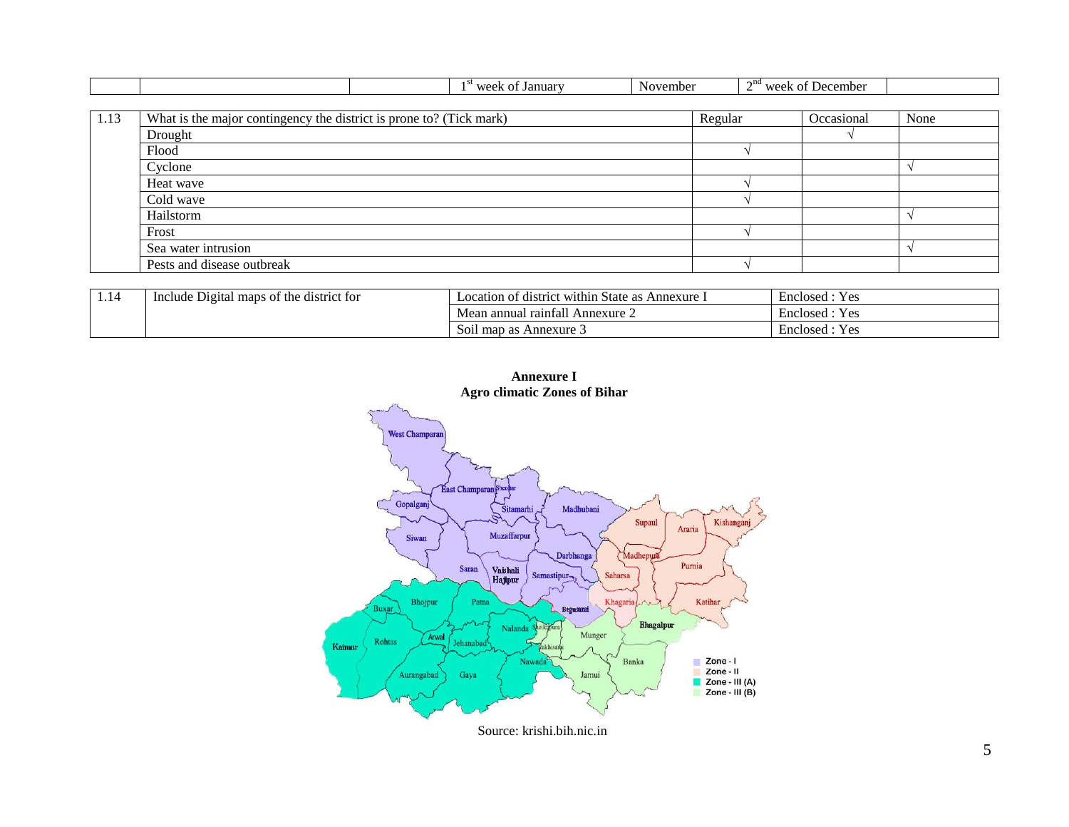| | | | 1[st] week of January | November | 2[nd] week of December | |
|---|---|---|---|---|---|---|

| 1.13 | What is the major contingency the district is prone to? (Tick mark) | Regular | Occasional | None |
|---|---|---|---|---|
| | Drought | | √ | |
| | Flood | √ | | |
| | Cyclone | | | √ |
| | Heat wave | √ | | |
| | Cold wave | √ | | |
| | Hailstorm | | | √ |
| | Frost | √ | | |
| | Sea water intrusion | | | √ |
| | Pests and disease outbreak | √ | | |

| 1.14 | Include Digital maps of the district for | Location of district within State as Annexure I | Enclosed : Yes |
|---|---|---|---|
| | | Mean annual rainfall Annexure 2 | Enclosed : Yes |
| | | Soil map as Annexure 3 | Enclosed : Yes |

**Annexure I**
**Agro climatic Zones of Bihar**

Source: krishi.bih.nic.in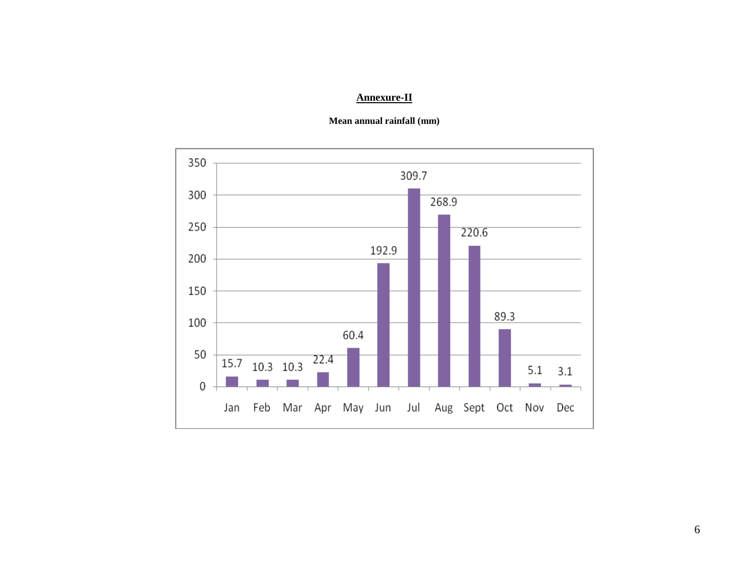## Annexure-II

**Mean annual rainfall (mm)**

| Month | Rainfall (mm) |
|---|---|
| Jan | 15.7 |
| Feb | 10.3 |
| Mar | 10.3 |
| Apr | 22.4 |
| May | 60.4 |
| Jun | 192.9 |
| Jul | 309.7 |
| Aug | 268.9 |
| Sept | 220.6 |
| Oct | 89.3 |
| Nov | 5.1 |
| Dec | 3.1 |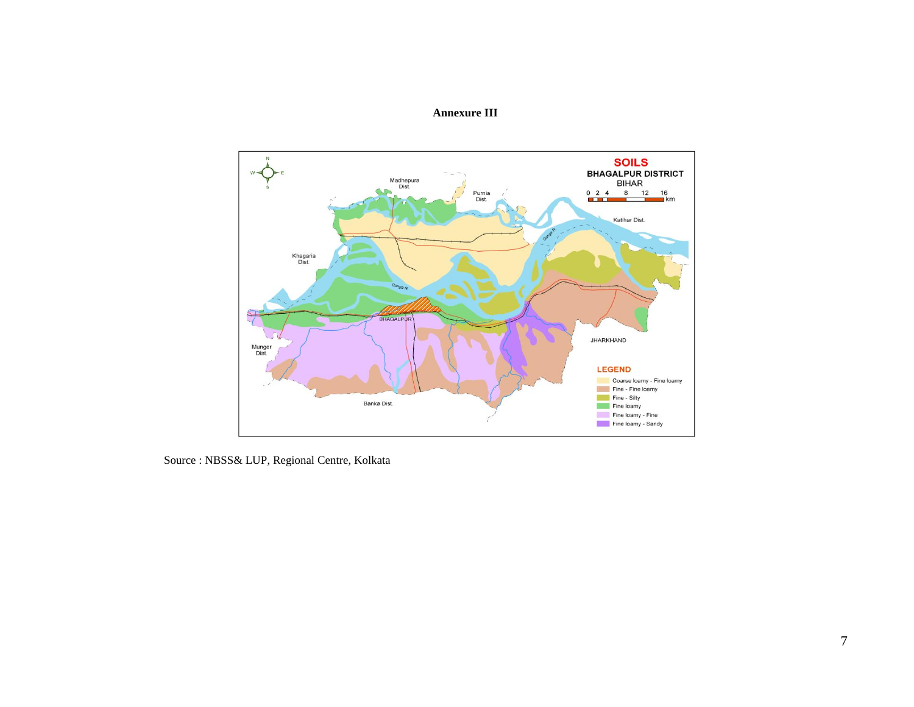**Annexure III**

SOILS
BHAGALPUR DISTRICT
BIHAR

LEGEND
- Coarse loamy - Fine loamy
- Fine - Fine loamy
- Fine - Silty
- Fine loamy
- Fine loamy - Fine
- Fine loamy - Sandy

Source : NBSS& LUP, Regional Centre, Kolkata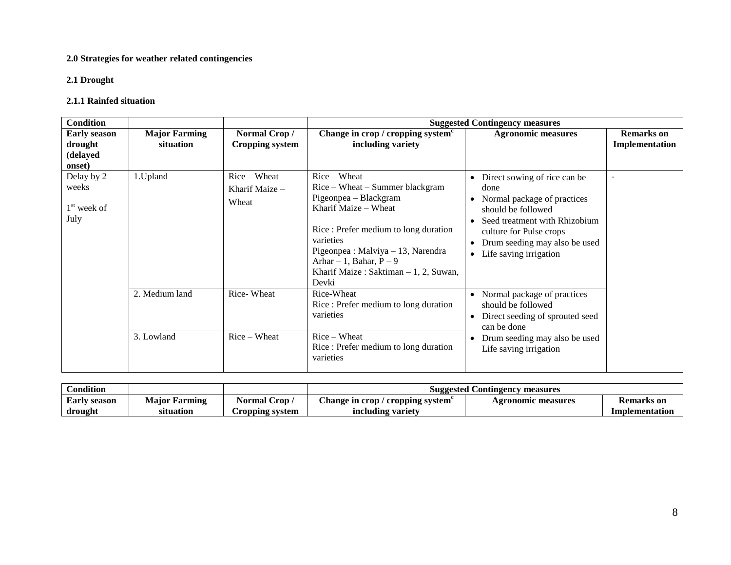**2.0 Strategies for weather related contingencies**

**2.1 Drought**

**2.1.1 Rainfed situation**

| Condition | | | Suggested Contingency measures | | |
|---|---|---|---|---|---|
| **Early season drought (delayed onset)** | **Major Farming situation** | **Normal Crop / Cropping system** | **Change in crop / cropping system[c] including variety** | **Agronomic measures** | **Remarks on Implementation** |
| Delay by 2 weeks<br><br>1[st] week of July | 1.Upland | Rice – Wheat<br>Kharif Maize – Wheat | Rice – Wheat<br>Rice – Wheat – Summer blackgram<br>Pigeonpea – Blackgram<br>Kharif Maize – Wheat<br><br>Rice : Prefer medium to long duration varieties<br>Pigeonpea : Malviya – 13, Narendra Arhar – 1, Bahar, P – 9<br>Kharif Maize : Saktiman – 1, 2, Suwan, Devki | • Direct sowing of rice can be done<br>• Normal package of practices should be followed<br>• Seed treatment with Rhizobium culture for Pulse crops<br>• Drum seeding may also be used<br>• Life saving irrigation | - |
| | 2. Medium land | Rice- Wheat | Rice-Wheat<br>Rice : Prefer medium to long duration varieties | • Normal package of practices should be followed<br>• Direct seeding of sprouted seed can be done<br>• Drum seeding may also be used Life saving irrigation | |
| | 3. Lowland | Rice – Wheat | Rice – Wheat<br>Rice : Prefer medium to long duration varieties | | |

| Condition | | | Suggested Contingency measures | | |
|---|---|---|---|---|---|
| **Early season drought** | **Major Farming situation** | **Normal Crop / Cropping system** | **Change in crop / cropping system[c] including variety** | **Agronomic measures** | **Remarks on Implementation** |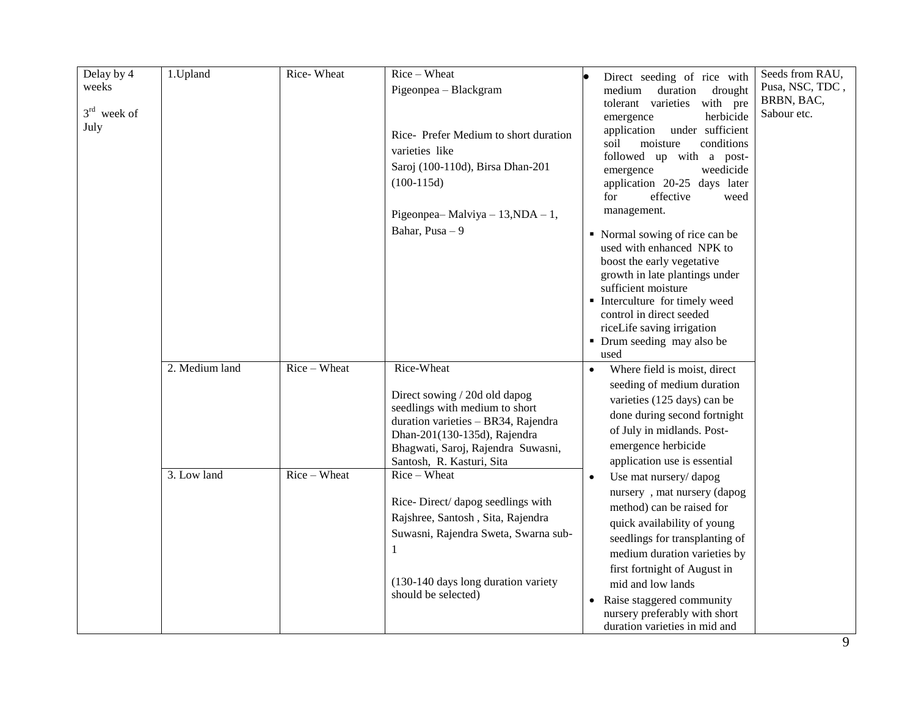| Delay by 4 weeks<br>3rd week of July | 1.Upland | Rice- Wheat | Rice – Wheat<br>Pigeonpea – Blackgram<br><br>Rice- Prefer Medium to short duration varieties like<br>Saroj (100-110d), Birsa Dhan-201 (100-115d)<br><br>Pigeonpea– Malviya – 13,NDA – 1, Bahar, Pusa – 9 | • Direct seeding of rice with medium duration drought tolerant varieties with pre emergence herbicide application under sufficient soil moisture conditions followed up with a post-emergence weedicide application 20-25 days later for effective weed management.<br>▪ Normal sowing of rice can be used with enhanced NPK to boost the early vegetative growth in late plantings under sufficient moisture<br>▪ Interculture for timely weed control in direct seeded riceLife saving irrigation<br>▪ Drum seeding may also be used | Seeds from RAU, Pusa, NSC, TDC , BRBN, BAC, Sabour etc. |
|---|---|---|---|---|---|
| | 2. Medium land | Rice – Wheat | Rice-Wheat<br><br>Direct sowing / 20d old dapog seedlings with medium to short duration varieties – BR34, Rajendra Dhan-201(130-135d), Rajendra Bhagwati, Saroj, Rajendra Suwasni, Santosh, R. Kasturi, Sita | • Where field is moist, direct seeding of medium duration varieties (125 days) can be done during second fortnight of July in midlands. Post-emergence herbicide application use is essential | |
| | 3. Low land | Rice – Wheat | Rice – Wheat<br><br>Rice- Direct/ dapog seedlings with Rajshree, Santosh , Sita, Rajendra Suwasni, Rajendra Sweta, Swarna sub-1<br><br>(130-140 days long duration variety should be selected) | • Use mat nursery/ dapog nursery , mat nursery (dapog method) can be raised for quick availability of young seedlings for transplanting of medium duration varieties by first fortnight of August in mid and low lands<br>• Raise staggered community nursery preferably with short duration varieties in mid and | |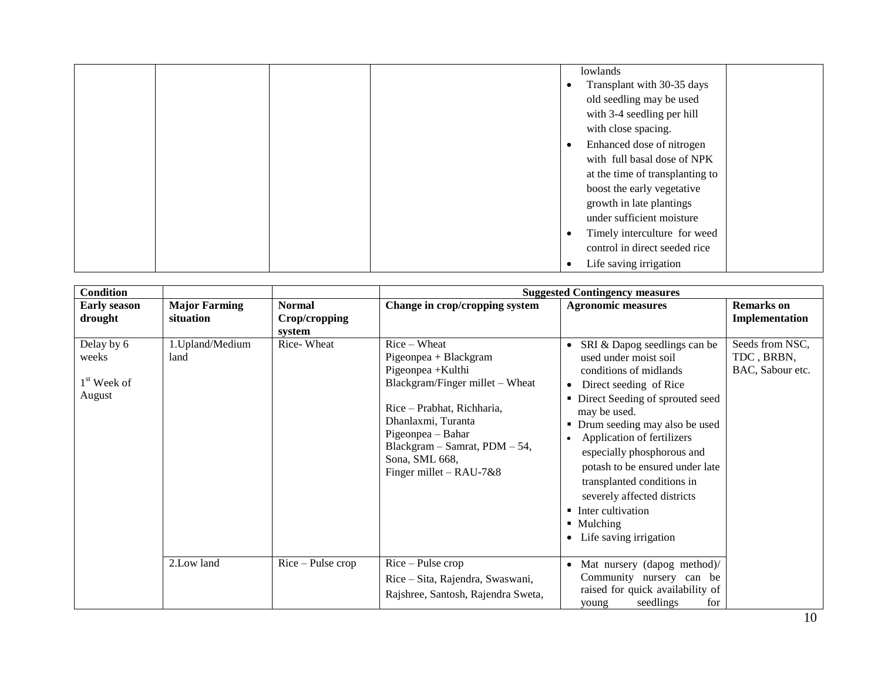| | | | | lowlands<br>• Transplant with 30-35 days old seedling may be used with 3-4 seedling per hill with close spacing.<br>• Enhanced dose of nitrogen with full basal dose of NPK at the time of transplanting to boost the early vegetative growth in late plantings under sufficient moisture<br>• Timely interculture for weed control in direct seeded rice<br>• Life saving irrigation | |
|---|---|---|---|---|---|

| Condition | | | Suggested Contingency measures | | |
|---|---|---|---|---|---|
| **Early season drought** | **Major Farming situation** | **Normal Crop/cropping system** | **Change in crop/cropping system** | **Agronomic measures** | **Remarks on Implementation** |
| Delay by 6 weeks<br><br>1st Week of August | 1.Upland/Medium land | Rice- Wheat | Rice – Wheat<br>Pigeonpea + Blackgram<br>Pigeonpea +Kulthi<br>Blackgram/Finger millet – Wheat<br><br>Rice – Prabhat, Richharia, Dhanlaxmi, Turanta<br>Pigeonpea – Bahar<br>Blackgram – Samrat, PDM – 54, Sona, SML 668,<br>Finger millet – RAU-7&8 | • SRI & Dapog seedlings can be used under moist soil conditions of midlands<br>• Direct seeding of Rice<br>▪ Direct Seeding of sprouted seed may be used.<br>▪ Drum seeding may also be used<br>• Application of fertilizers especially phosphorous and potash to be ensured under late transplanted conditions in severely affected districts<br>▪ Inter cultivation<br>▪ Mulching<br>• Life saving irrigation | Seeds from NSC, TDC , BRBN, BAC, Sabour etc. |
| | 2.Low land | Rice – Pulse crop | Rice – Pulse crop<br>Rice – Sita, Rajendra, Swaswani, Rajshree, Santosh, Rajendra Sweta, | • Mat nursery (dapog method)/ Community nursery can be raised for quick availability of young seedlings for | |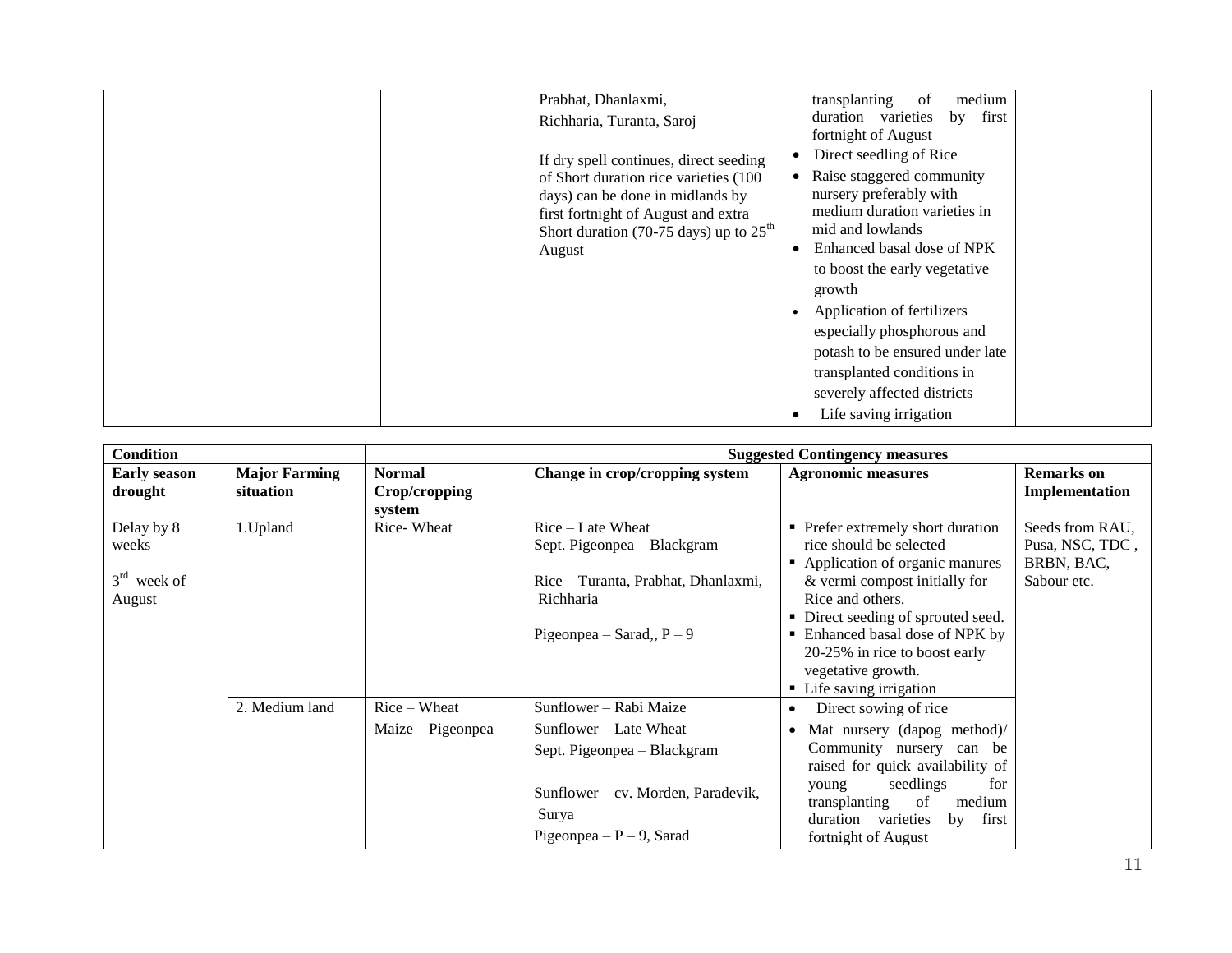| | | | Prabhat, Dhanlaxmi, Richharia, Turanta, Saroj<br><br>If dry spell continues, direct seeding of Short duration rice varieties (100 days) can be done in midlands by first fortnight of August and extra Short duration (70-75 days) up to 25$^{th}$ August | transplanting of medium duration varieties by first fortnight of August<br>• Direct seedling of Rice<br>• Raise staggered community nursery preferably with medium duration varieties in mid and lowlands<br>• Enhanced basal dose of NPK to boost the early vegetative growth<br>• Application of fertilizers especially phosphorous and potash to be ensured under late transplanted conditions in severely affected districts<br>• Life saving irrigation | |
|---|---|---|---|---|---|

| Condition | | | Suggested Contingency measures | | |
|---|---|---|---|---|---|
| **Early season drought** | **Major Farming situation** | **Normal Crop/cropping system** | **Change in crop/cropping system** | **Agronomic measures** | **Remarks on Implementation** |
| Delay by 8 weeks<br><br>3$^{rd}$ week of August | 1.Upland | Rice- Wheat | Rice – Late Wheat<br>Sept. Pigeonpea – Blackgram<br><br>Rice – Turanta, Prabhat, Dhanlaxmi, Richharia<br><br>Pigeonpea – Sarad,, P – 9 | ▪ Prefer extremely short duration rice should be selected<br>▪ Application of organic manures & vermi compost initially for Rice and others.<br>▪ Direct seeding of sprouted seed.<br>▪ Enhanced basal dose of NPK by 20-25% in rice to boost early vegetative growth.<br>▪ Life saving irrigation | Seeds from RAU, Pusa, NSC, TDC , BRBN, BAC, Sabour etc. |
| | 2. Medium land | Rice – Wheat<br>Maize – Pigeonpea | Sunflower – Rabi Maize<br>Sunflower – Late Wheat<br>Sept. Pigeonpea – Blackgram<br><br>Sunflower – cv. Morden, Paradevik, Surya<br>Pigeonpea – P – 9, Sarad | • Direct sowing of rice<br>• Mat nursery (dapog method)/ Community nursery can be raised for quick availability of young seedlings for transplanting of medium duration varieties by first fortnight of August | |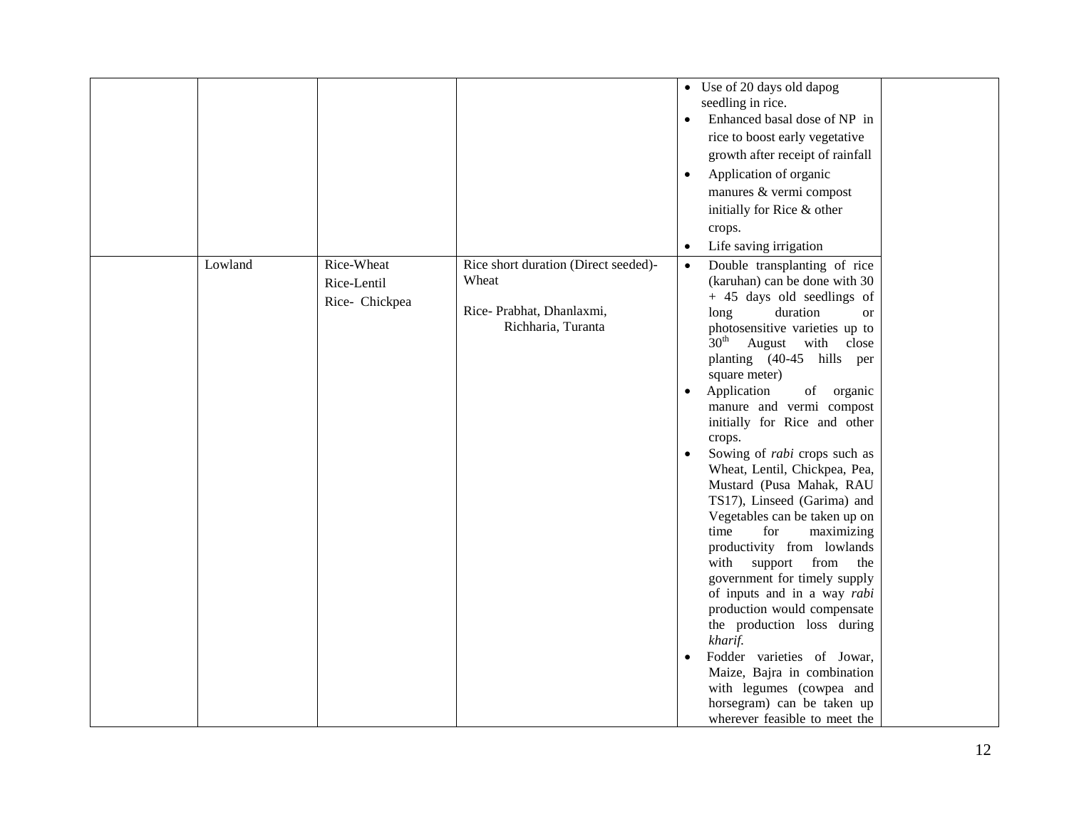| | | | | | |
|---|---|---|---|---|---|
| | | | | • Use of 20 days old dapog seedling in rice.<br>• Enhanced basal dose of NP in rice to boost early vegetative growth after receipt of rainfall<br>• Application of organic manures & vermi compost initially for Rice & other crops.<br>• Life saving irrigation | |
| | Lowland | Rice-Wheat<br>Rice-Lentil<br>Rice- Chickpea | Rice short duration (Direct seeded)-Wheat<br><br>Rice- Prabhat, Dhanlaxmi, Richharia, Turanta | • Double transplanting of rice (karuhan) can be done with 30 + 45 days old seedlings of long duration or photosensitive varieties up to 30th August with close planting (40-45 hills per square meter)<br>• Application of organic manure and vermi compost initially for Rice and other crops.<br>• Sowing of *rabi* crops such as Wheat, Lentil, Chickpea, Pea, Mustard (Pusa Mahak, RAU TS17), Linseed (Garima) and Vegetables can be taken up on time for maximizing productivity from lowlands with support from the government for timely supply of inputs and in a way *rabi* production would compensate the production loss during *kharif.*<br>• Fodder varieties of Jowar, Maize, Bajra in combination with legumes (cowpea and horsegram) can be taken up wherever feasible to meet the | |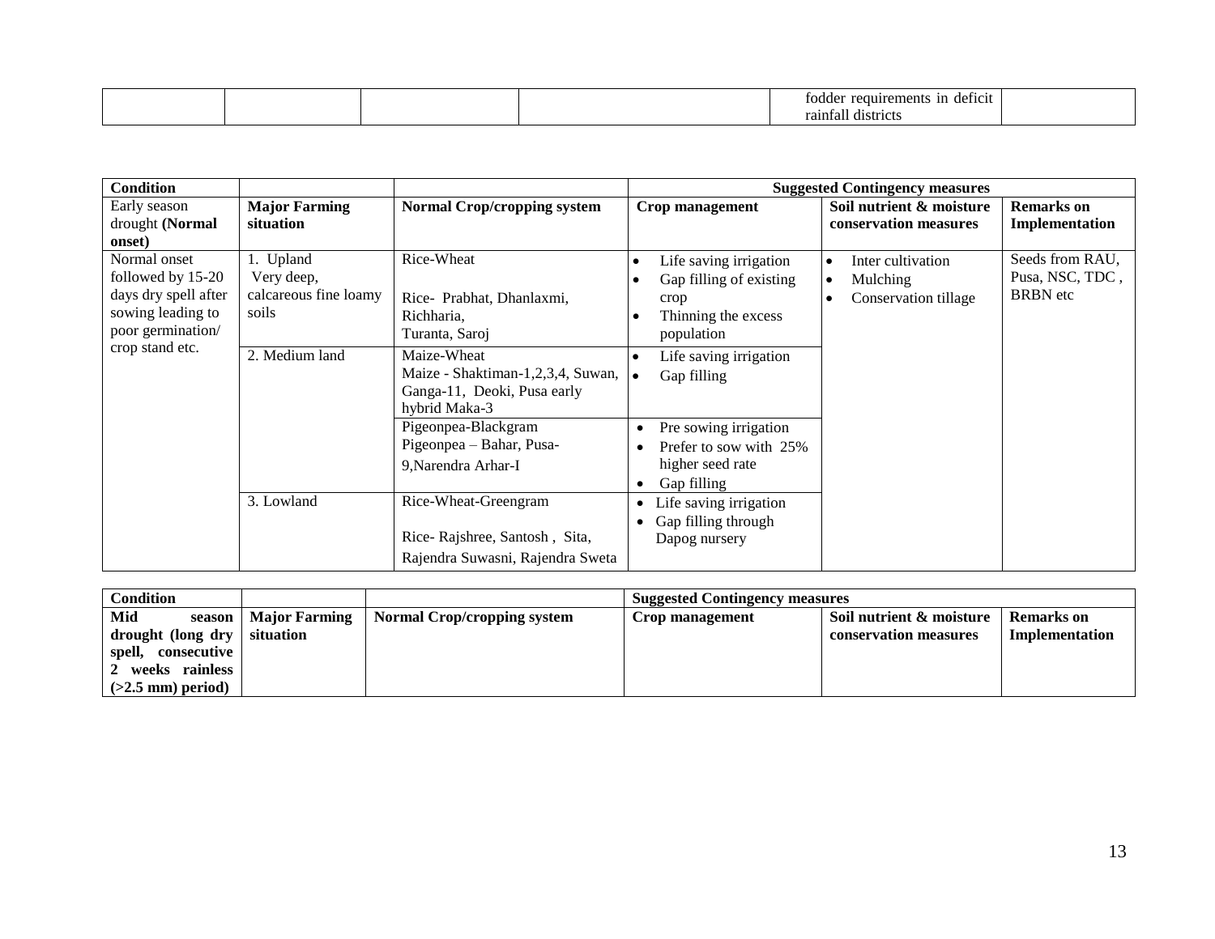| | | | | fodder requirements in deficit rainfall districts | |
|---|---|---|---|---|---|

| Condition | | | Suggested Contingency measures | | |
|---|---|---|---|---|---|
| Early season drought **(Normal onset)** | **Major Farming situation** | **Normal Crop/cropping system** | **Crop management** | **Soil nutrient & moisture conservation measures** | **Remarks on Implementation** |
| Normal onset followed by 15-20 days dry spell after sowing leading to poor germination/ crop stand etc. | 1. Upland Very deep, calcareous fine loamy soils | Rice-Wheat<br><br>Rice- Prabhat, Dhanlaxmi, Richharia, Turanta, Saroj | • Life saving irrigation<br>• Gap filling of existing crop<br>• Thinning the excess population | • Inter cultivation<br>• Mulching<br>• Conservation tillage | Seeds from RAU, Pusa, NSC, TDC , BRBN etc |
| | 2. Medium land | Maize-Wheat<br>Maize - Shaktiman-1,2,3,4, Suwan, Ganga-11, Deoki, Pusa early hybrid Maka-3 | • Life saving irrigation<br>• Gap filling | | |
| | | Pigeonpea-Blackgram<br>Pigeonpea – Bahar, Pusa-9,Narendra Arhar-I | • Pre sowing irrigation<br>• Prefer to sow with 25% higher seed rate<br>• Gap filling | | |
| | 3. Lowland | Rice-Wheat-Greengram<br><br>Rice- Rajshree, Santosh , Sita, Rajendra Suwasni, Rajendra Sweta | • Life saving irrigation<br>• Gap filling through Dapog nursery | | |

| Condition | | | Suggested Contingency measures | | |
|---|---|---|---|---|---|
| **Mid season drought (long dry spell, consecutive 2 weeks rainless (>2.5 mm) period)** | **Major Farming situation** | **Normal Crop/cropping system** | **Crop management** | **Soil nutrient & moisture conservation measures** | **Remarks on Implementation** |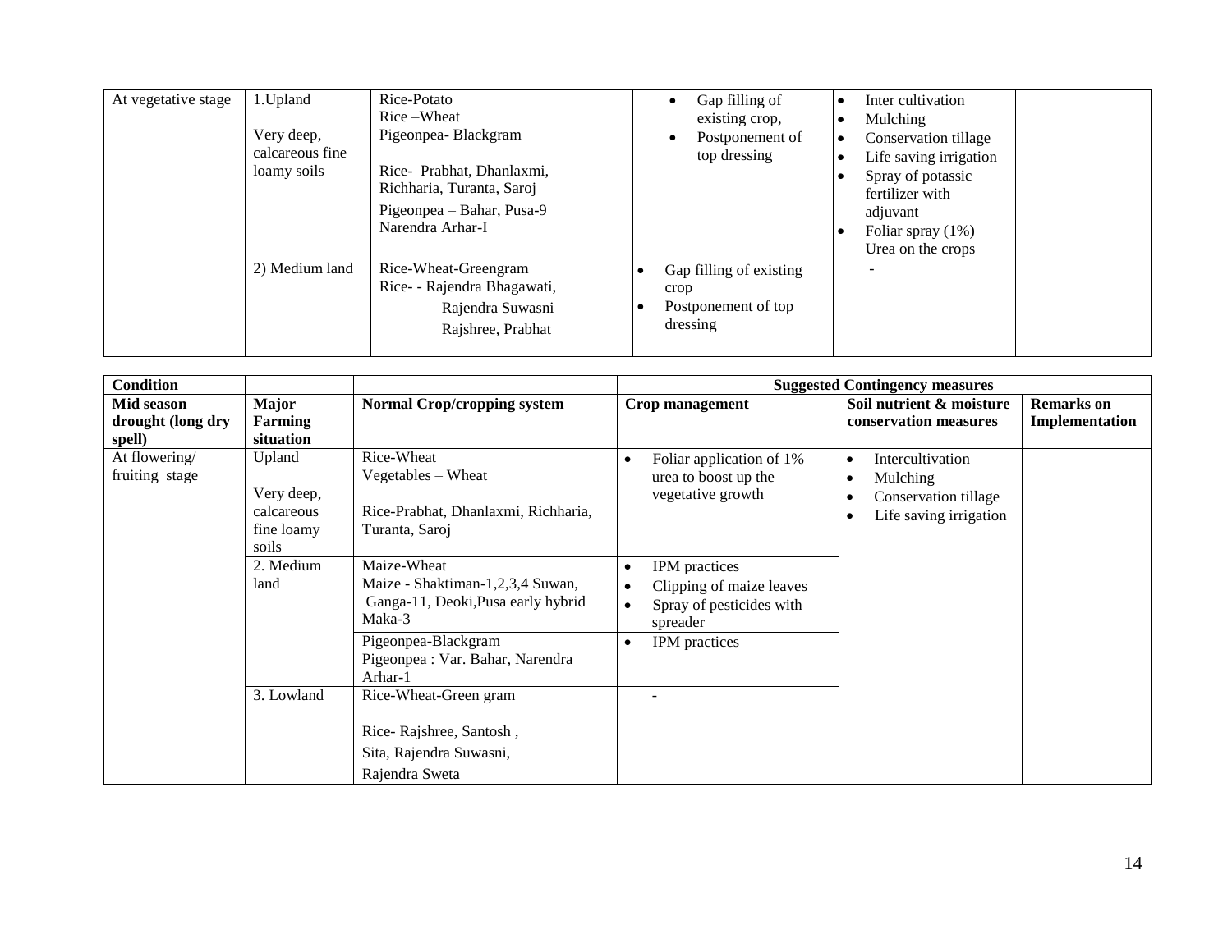| At vegetative stage | 1.Upland<br><br>Very deep, calcareous fine loamy soils | Rice-Potato<br>Rice –Wheat<br>Pigeonpea- Blackgram<br><br>Rice- Prabhat, Dhanlaxmi, Richharia, Turanta, Saroj<br>Pigeonpea – Bahar, Pusa-9 Narendra Arhar-I | • Gap filling of existing crop,<br>• Postponement of top dressing | • Inter cultivation<br>• Mulching<br>• Conservation tillage<br>• Life saving irrigation<br>• Spray of potassic fertilizer with adjuvant<br>• Foliar spray (1%) Urea on the crops | |
|---|---|---|---|---|---|
| | 2) Medium land | Rice-Wheat-Greengram<br>Rice- - Rajendra Bhagawati, Rajendra Suwasni Rajshree, Prabhat | • Gap filling of existing crop<br>• Postponement of top dressing | - | |

| **Condition** | | | **Suggested Contingency measures** | | |
|---|---|---|---|---|---|
| **Mid season drought (long dry spell)** | **Major Farming situation** | **Normal Crop/cropping system** | **Crop management** | **Soil nutrient & moisture conservation measures** | **Remarks on Implementation** |
| At flowering/ fruiting stage | Upland<br><br>Very deep, calcareous fine loamy soils | Rice-Wheat<br>Vegetables – Wheat<br><br>Rice-Prabhat, Dhanlaxmi, Richharia, Turanta, Saroj | • Foliar application of 1% urea to boost up the vegetative growth | • Intercultivation<br>• Mulching<br>• Conservation tillage<br>• Life saving irrigation | |
| | 2. Medium land | Maize-Wheat<br>Maize - Shaktiman-1,2,3,4 Suwan, Ganga-11, Deoki,Pusa early hybrid Maka-3 | • IPM practices<br>• Clipping of maize leaves<br>• Spray of pesticides with spreader | | |
| | | Pigeonpea-Blackgram<br>Pigeonpea : Var. Bahar, Narendra Arhar-1 | • IPM practices | | |
| | 3. Lowland | Rice-Wheat-Green gram<br><br>Rice- Rajshree, Santosh ,<br>Sita, Rajendra Suwasni,<br>Rajendra Sweta | - | | |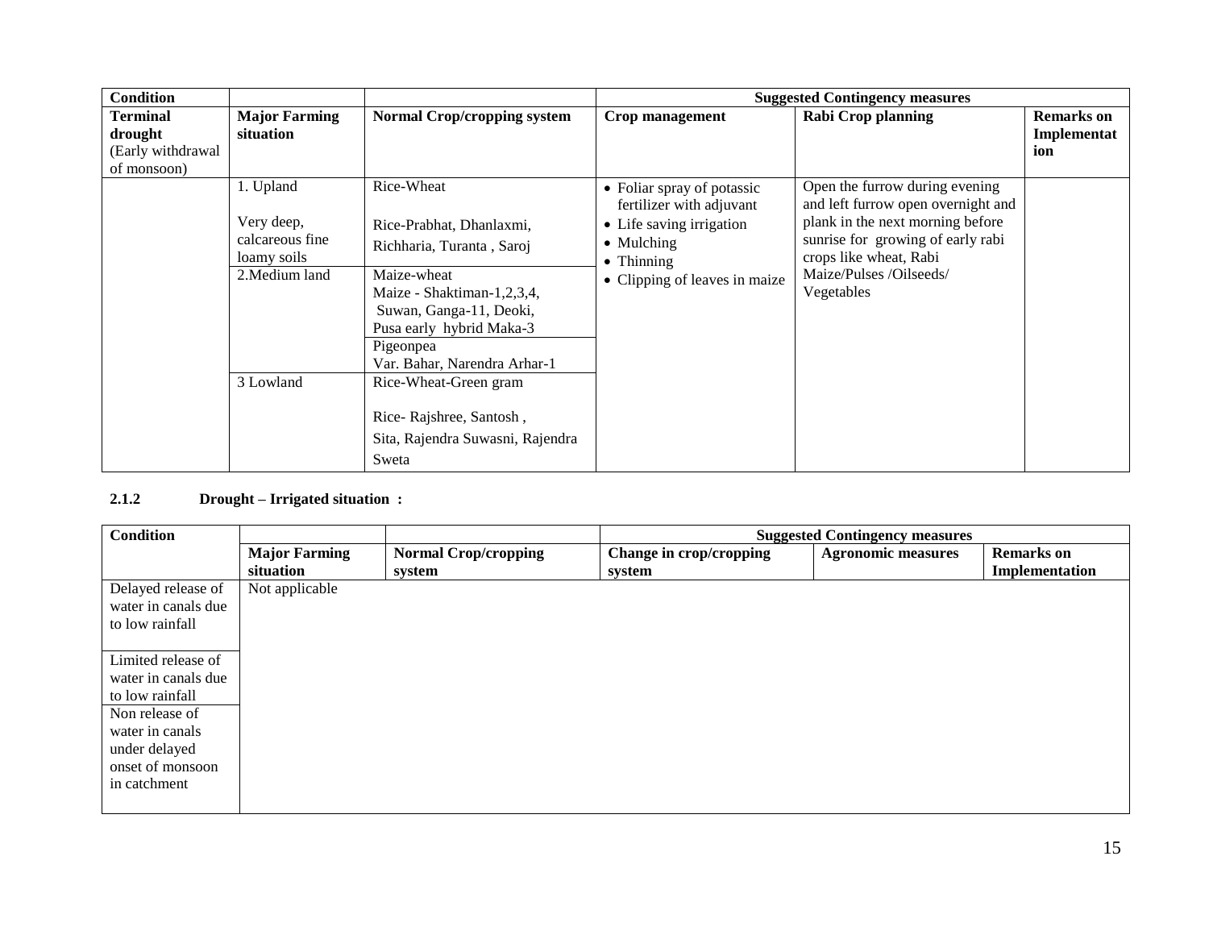| Condition | | | Suggested Contingency measures | | |
|---|---|---|---|---|---|
| **Terminal drought** (Early withdrawal of monsoon) | **Major Farming situation** | **Normal Crop/cropping system** | **Crop management** | **Rabi Crop planning** | **Remarks on Implementation** |
| | 1. Upland<br><br>Very deep, calcareous fine loamy soils | Rice-Wheat<br><br>Rice-Prabhat, Dhanlaxmi, Richharia, Turanta , Saroj | • Foliar spray of potassic fertilizer with adjuvant<br>• Life saving irrigation<br>• Mulching<br>• Thinning<br>• Clipping of leaves in maize | Open the furrow during evening and left furrow open overnight and plank in the next morning before sunrise for growing of early rabi crops like wheat, Rabi Maize/Pulses /Oilseeds/ Vegetables | |
| | 2.Medium land | Maize-wheat<br>Maize - Shaktiman-1,2,3,4, Suwan, Ganga-11, Deoki, Pusa early hybrid Maka-3 | | | |
| | | Pigeonpea<br>Var. Bahar, Narendra Arhar-1 | | | |
| | 3 Lowland | Rice-Wheat-Green gram<br><br>Rice- Rajshree, Santosh , Sita, Rajendra Suwasni, Rajendra Sweta | | | |

**2.1.2 Drought – Irrigated situation :**

| Condition | | | Suggested Contingency measures | | |
|---|---|---|---|---|---|
| | **Major Farming situation** | **Normal Crop/cropping system** | **Change in crop/cropping system** | **Agronomic measures** | **Remarks on Implementation** |
| Delayed release of water in canals due to low rainfall | Not applicable | | | | |
| Limited release of water in canals due to low rainfall | | | | | |
| Non release of water in canals under delayed onset of monsoon in catchment | | | | | |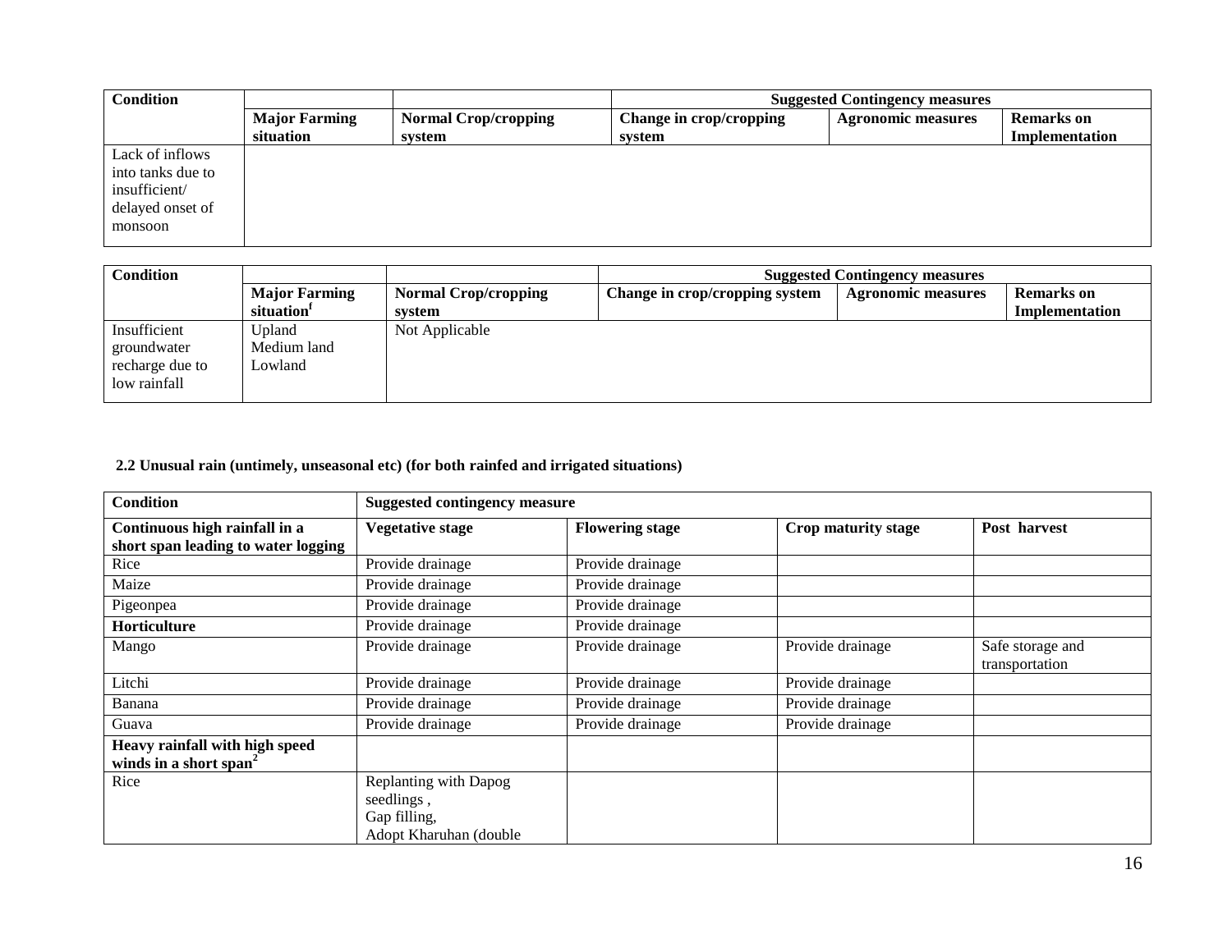| Condition | | | Suggested Contingency measures | | |
|---|---|---|---|---|---|
| | **Major Farming situation** | **Normal Crop/cropping system** | **Change in crop/cropping system** | **Agronomic measures** | **Remarks on Implementation** |
| Lack of inflows into tanks due to insufficient/ delayed onset of monsoon | | | | | |

| Condition | | | Suggested Contingency measures | | |
|---|---|---|---|---|---|
| | **Major Farming situation[f]** | **Normal Crop/cropping system** | **Change in crop/cropping system** | **Agronomic measures** | **Remarks on Implementation** |
| Insufficient groundwater recharge due to low rainfall | Upland<br>Medium land<br>Lowland | Not Applicable | | | |

**2.2 Unusual rain (untimely, unseasonal etc) (for both rainfed and irrigated situations)**

| Condition | Suggested contingency measure | | | |
|---|---|---|---|---|
| **Continuous high rainfall in a short span leading to water logging** | **Vegetative stage** | **Flowering stage** | **Crop maturity stage** | **Post harvest** |
| Rice | Provide drainage | Provide drainage | | |
| Maize | Provide drainage | Provide drainage | | |
| Pigeonpea | Provide drainage | Provide drainage | | |
| **Horticulture** | Provide drainage | Provide drainage | | |
| Mango | Provide drainage | Provide drainage | Provide drainage | Safe storage and transportation |
| Litchi | Provide drainage | Provide drainage | Provide drainage | |
| Banana | Provide drainage | Provide drainage | Provide drainage | |
| Guava | Provide drainage | Provide drainage | Provide drainage | |
| **Heavy rainfall with high speed winds in a short span[2]** | | | | |
| Rice | Replanting with Dapog seedlings ,<br>Gap filling,<br>Adopt Kharuhan (double | | | |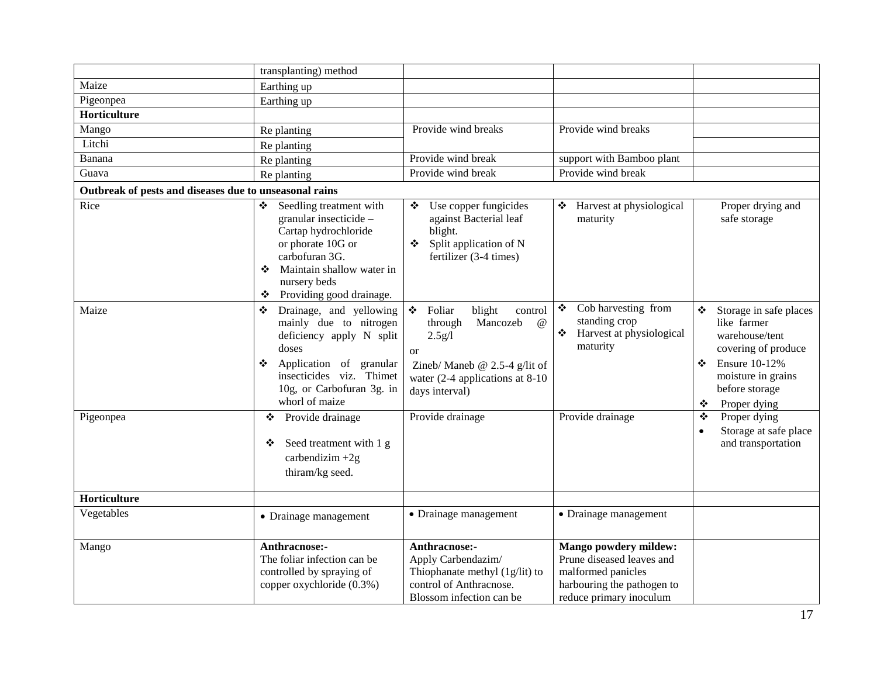| | | | | |
|---|---|---|---|---|
| | transplanting) method | | | |
| Maize | Earthing up | | | |
| Pigeonpea | Earthing up | | | |
| **Horticulture** | | | | |
| Mango | Re planting | Provide wind breaks | Provide wind breaks | |
| Litchi | Re planting | | | |
| Banana | Re planting | Provide wind break | support with Bamboo plant | |
| Guava | Re planting | Provide wind break | Provide wind break | |
| **Outbreak of pests and diseases due to unseasonal rains** | | | | |
| Rice | ❖ Seedling treatment with granular insecticide – Cartap hydrochloride or phorate 10G or carbofuran 3G.<br>❖ Maintain shallow water in nursery beds<br>❖ Providing good drainage. | ❖ Use copper fungicides against Bacterial leaf blight.<br>❖ Split application of N fertilizer (3-4 times) | ❖ Harvest at physiological maturity | Proper drying and safe storage |
| Maize | ❖ Drainage, and yellowing mainly due to nitrogen deficiency apply N split doses<br>❖ Application of granular insecticides viz. Thimet 10g, or Carbofuran 3g. in whorl of maize | ❖ Foliar blight control through Mancozeb @ 2.5g/l<br>or<br>Zineb/ Maneb @ 2.5-4 g/lit of water (2-4 applications at 8-10 days interval) | ❖ Cob harvesting from standing crop<br>❖ Harvest at physiological maturity | ❖ Storage in safe places like farmer warehouse/tent covering of produce<br>❖ Ensure 10-12% moisture in grains before storage<br>❖ Proper dying |
| Pigeonpea | ❖ Provide drainage<br>❖ Seed treatment with 1 g carbendizim +2g thiram/kg seed. | Provide drainage | Provide drainage | ❖ Proper dying<br>• Storage at safe place and transportation |
| **Horticulture** | | | | |
| Vegetables | • Drainage management | • Drainage management | • Drainage management | |
| Mango | **Anthracnose:-**<br>The foliar infection can be controlled by spraying of copper oxychloride (0.3%) | **Anthracnose:-**<br>Apply Carbendazim/ Thiophanate methyl (1g/lit) to control of Anthracnose. Blossom infection can be | **Mango powdery mildew:**<br>Prune diseased leaves and malformed panicles harbouring the pathogen to reduce primary inoculum | |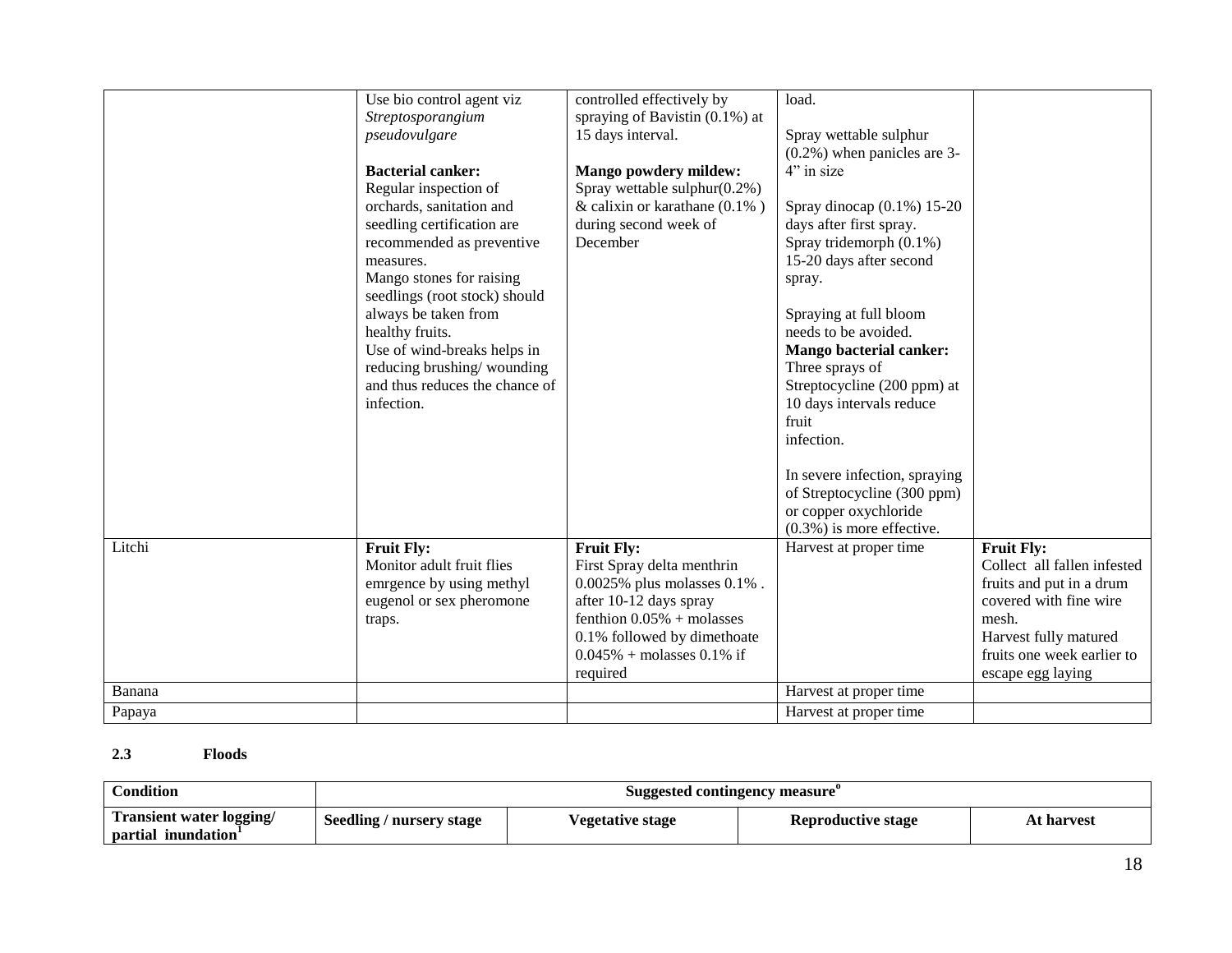| | | | | |
|---|---|---|---|---|
| | Use bio control agent viz *Streptosporangium pseudovulgare*<br><br>**Bacterial canker:**<br>Regular inspection of orchards, sanitation and seedling certification are recommended as preventive measures.<br>Mango stones for raising seedlings (root stock) should always be taken from healthy fruits.<br>Use of wind-breaks helps in reducing brushing/ wounding and thus reduces the chance of infection. | controlled effectively by spraying of Bavistin (0.1%) at 15 days interval.<br><br>**Mango powdery mildew:**<br>Spray wettable sulphur(0.2%) & calixin or karathane (0.1% ) during second week of December | load.<br><br>Spray wettable sulphur (0.2%) when panicles are 3-4" in size<br><br>Spray dinocap (0.1%) 15-20 days after first spray.<br>Spray tridemorph (0.1%) 15-20 days after second spray.<br><br>Spraying at full bloom needs to be avoided.<br>**Mango bacterial canker:**<br>Three sprays of Streptocycline (200 ppm) at 10 days intervals reduce fruit infection.<br><br>In severe infection, spraying of Streptocycline (300 ppm) or copper oxychloride (0.3%) is more effective. | |
| Litchi | **Fruit Fly:**<br>Monitor adult fruit flies emrgence by using methyl eugenol or sex pheromone traps. | **Fruit Fly:**<br>First Spray delta menthrin 0.0025% plus molasses 0.1% . after 10-12 days spray fenthion 0.05% + molasses 0.1% followed by dimethoate 0.045% + molasses 0.1% if required | Harvest at proper time | **Fruit Fly:**<br>Collect all fallen infested fruits and put in a drum covered with fine wire mesh.<br>Harvest fully matured fruits one week earlier to escape egg laying |
| Banana | | | Harvest at proper time | |
| Papaya | | | Harvest at proper time | |

**2.3 Floods**

| Condition | Suggested contingency measure[o] | | | |
|---|---|---|---|---|
| **Transient water logging/ partial inundation[1]** | **Seedling / nursery stage** | **Vegetative stage** | **Reproductive stage** | **At harvest** |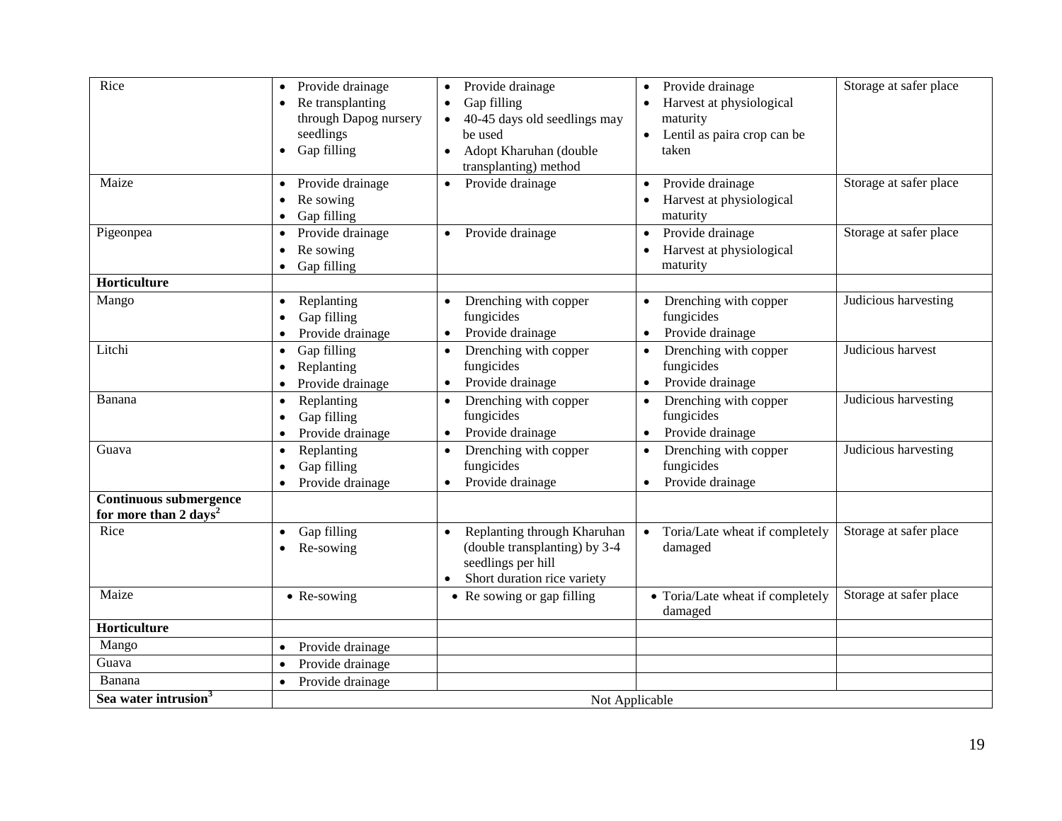| | | | | |
|---|---|---|---|---|
| Rice | • Provide drainage<br>• Re transplanting through Dapog nursery seedlings<br>• Gap filling | • Provide drainage<br>• Gap filling<br>• 40-45 days old seedlings may be used<br>• Adopt Kharuhan (double transplanting) method | • Provide drainage<br>• Harvest at physiological maturity<br>• Lentil as paira crop can be taken | Storage at safer place |
| Maize | • Provide drainage<br>• Re sowing<br>• Gap filling | • Provide drainage | • Provide drainage<br>• Harvest at physiological maturity | Storage at safer place |
| Pigeonpea | • Provide drainage<br>• Re sowing<br>• Gap filling | • Provide drainage | • Provide drainage<br>• Harvest at physiological maturity | Storage at safer place |
| **Horticulture** | | | | |
| Mango | • Replanting<br>• Gap filling<br>• Provide drainage | • Drenching with copper fungicides<br>• Provide drainage | • Drenching with copper fungicides<br>• Provide drainage | Judicious harvesting |
| Litchi | • Gap filling<br>• Replanting<br>• Provide drainage | • Drenching with copper fungicides<br>• Provide drainage | • Drenching with copper fungicides<br>• Provide drainage | Judicious harvest |
| Banana | • Replanting<br>• Gap filling<br>• Provide drainage | • Drenching with copper fungicides<br>• Provide drainage | • Drenching with copper fungicides<br>• Provide drainage | Judicious harvesting |
| Guava | • Replanting<br>• Gap filling<br>• Provide drainage | • Drenching with copper fungicides<br>• Provide drainage | • Drenching with copper fungicides<br>• Provide drainage | Judicious harvesting |
| **Continuous submergence for more than 2 days[2]** | | | | |
| Rice | • Gap filling<br>• Re-sowing | • Replanting through Kharuhan (double transplanting) by 3-4 seedlings per hill<br>• Short duration rice variety | • Toria/Late wheat if completely damaged | Storage at safer place |
| Maize | • Re-sowing | • Re sowing or gap filling | • Toria/Late wheat if completely damaged | Storage at safer place |
| **Horticulture** | | | | |
| Mango | • Provide drainage | | | |
| Guava | • Provide drainage | | | |
| Banana | • Provide drainage | | | |
| **Sea water intrusion[3]** | Not Applicable | | | |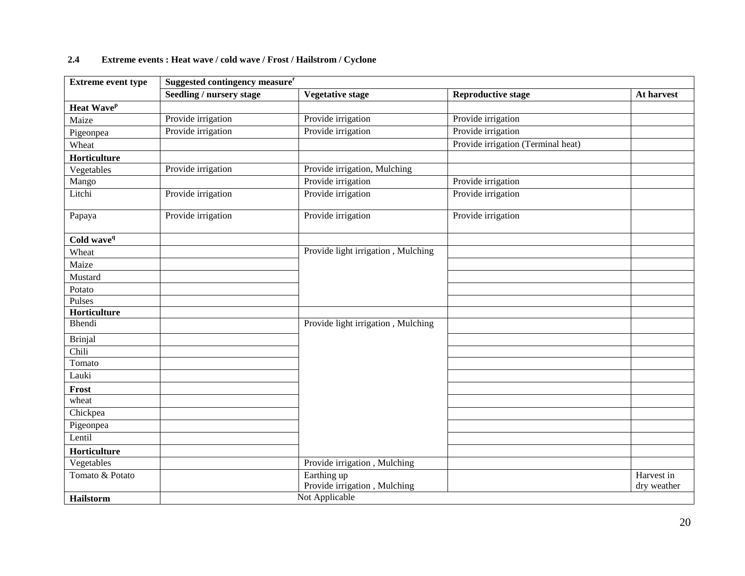### 2.4 Extreme events : Heat wave / cold wave / Frost / Hailstrom / Cyclone

| Extreme event type | Suggested contingency measure[r] | | | |
|---|---|---|---|---|
| | **Seedling / nursery stage** | **Vegetative stage** | **Reproductive stage** | **At harvest** |
| **Heat Wave[p]** | | | | |
| Maize | Provide irrigation | Provide irrigation | Provide irrigation | |
| Pigeonpea | Provide irrigation | Provide irrigation | Provide irrigation | |
| Wheat | | | Provide irrigation (Terminal heat) | |
| **Horticulture** | | | | |
| Vegetables | Provide irrigation | Provide irrigation, Mulching | | |
| Mango | | Provide irrigation | Provide irrigation | |
| Litchi | Provide irrigation | Provide irrigation | Provide irrigation | |
| Papaya | Provide irrigation | Provide irrigation | Provide irrigation | |
| **Cold wave[q]** | | | | |
| Wheat | | Provide light irrigation , Mulching | | |
| Maize | | | | |
| Mustard | | | | |
| Potato | | | | |
| Pulses | | | | |
| **Horticulture** | | | | |
| Bhendi | | Provide light irrigation , Mulching | | |
| Brinjal | | | | |
| Chili | | | | |
| Tomato | | | | |
| Lauki | | | | |
| **Frost** | | | | |
| wheat | | | | |
| Chickpea | | | | |
| Pigeonpea | | | | |
| Lentil | | | | |
| **Horticulture** | | | | |
| Vegetables | | Provide irrigation , Mulching | | |
| Tomato & Potato | | Earthing up<br>Provide irrigation , Mulching | | Harvest in dry weather |
| **Hailstorm** | Not Applicable | | | |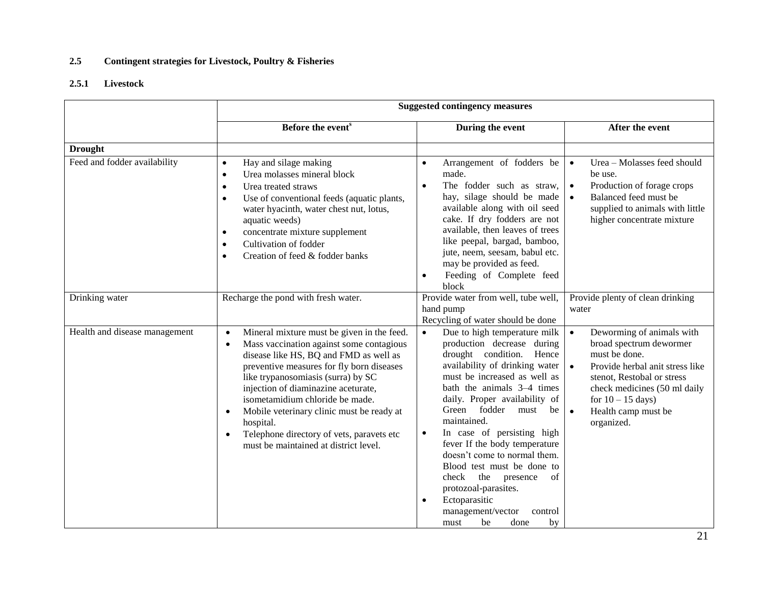**2.5 Contingent strategies for Livestock, Poultry & Fisheries**

**2.5.1 Livestock**

| | Suggested contingency measures | | |
|---|---|---|---|
| | **Before the event**[s] | **During the event** | **After the event** |
| **Drought** | | | |
| Feed and fodder availability | • Hay and silage making<br>• Urea molasses mineral block<br>• Urea treated straws<br>• Use of conventional feeds (aquatic plants, water hyacinth, water chest nut, lotus, aquatic weeds)<br>• concentrate mixture supplement<br>• Cultivation of fodder<br>• Creation of feed & fodder banks | • Arrangement of fodders be made.<br>• The fodder such as straw, hay, silage should be made available along with oil seed cake. If dry fodders are not available, then leaves of trees like peepal, bargad, bamboo, jute, neem, seesam, babul etc. may be provided as feed.<br>• Feeding of Complete feed block | • Urea – Molasses feed should be use.<br>• Production of forage crops<br>• Balanced feed must be supplied to animals with little higher concentrate mixture |
| Drinking water | Recharge the pond with fresh water. | Provide water from well, tube well, hand pump<br>Recycling of water should be done | Provide plenty of clean drinking water |
| Health and disease management | • Mineral mixture must be given in the feed.<br>• Mass vaccination against some contagious disease like HS, BQ and FMD as well as preventive measures for fly born diseases like trypanosomiasis (surra) by SC injection of diaminazine aceturate, isometamidium chloride be made.<br>• Mobile veterinary clinic must be ready at hospital.<br>• Telephone directory of vets, paravets etc must be maintained at district level. | • Due to high temperature milk production decrease during drought condition. Hence availability of drinking water must be increased as well as bath the animals 3–4 times daily. Proper availability of Green fodder must be maintained.<br>• In case of persisting high fever If the body temperature doesn't come to normal them. Blood test must be done to check the presence of protozoal-parasites.<br>• Ectoparasitic management/vector control must be done by | • Deworming of animals with broad spectrum dewormer must be done.<br>• Provide herbal anit stress like stenot, Restobal or stress check medicines (50 ml daily for 10 – 15 days)<br>• Health camp must be organized. |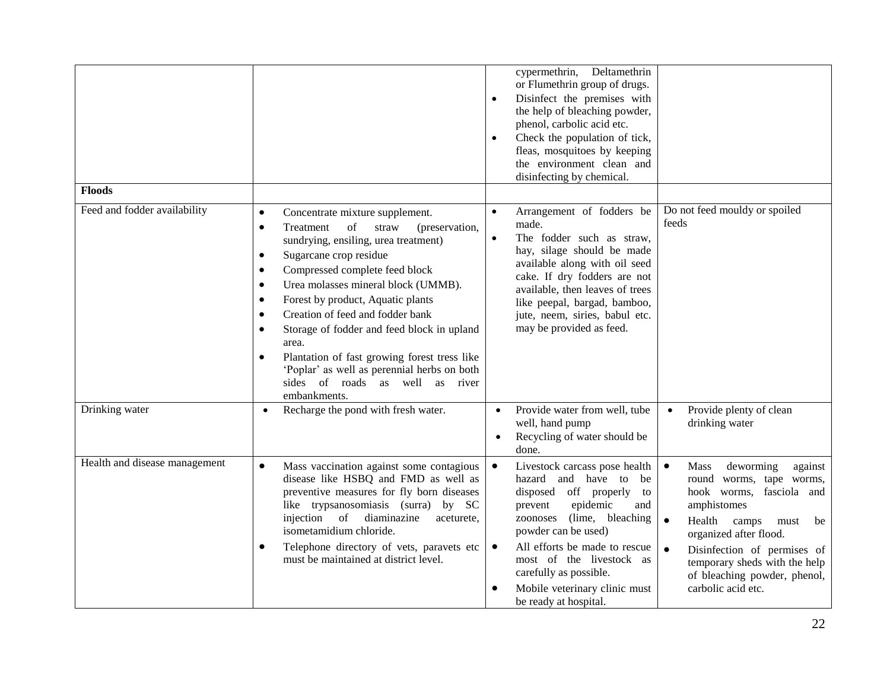| | | | |
|---|---|---|---|
| | | • cypermethrin, Deltamethrin or Flumethrin group of drugs.<br>• Disinfect the premises with the help of bleaching powder, phenol, carbolic acid etc.<br>• Check the population of tick, fleas, mosquitoes by keeping the environment clean and disinfecting by chemical. | |
| **Floods** | | | |
| Feed and fodder availability | • Concentrate mixture supplement.<br>• Treatment of straw (preservation, sundrying, ensiling, urea treatment)<br>• Sugarcane crop residue<br>• Compressed complete feed block<br>• Urea molasses mineral block (UMMB).<br>• Forest by product, Aquatic plants<br>• Creation of feed and fodder bank<br>• Storage of fodder and feed block in upland area.<br>• Plantation of fast growing forest tress like 'Poplar' as well as perennial herbs on both sides of roads as well as river embankments. | • Arrangement of fodders be made.<br>• The fodder such as straw, hay, silage should be made available along with oil seed cake. If dry fodders are not available, then leaves of trees like peepal, bargad, bamboo, jute, neem, siries, babul etc. may be provided as feed. | Do not feed mouldy or spoiled feeds |
| Drinking water | • Recharge the pond with fresh water. | • Provide water from well, tube well, hand pump<br>• Recycling of water should be done. | • Provide plenty of clean drinking water |
| Health and disease management | • Mass vaccination against some contagious disease like HSBQ and FMD as well as preventive measures for fly born diseases like trypsanosomiasis (surra) by SC injection of diaminazine aceturete, isometamidium chloride.<br>• Telephone directory of vets, paravets etc must be maintained at district level. | • Livestock carcass pose health hazard and have to be disposed off properly to prevent epidemic and zoonoses (lime, bleaching powder can be used)<br>• All efforts be made to rescue most of the livestock as carefully as possible.<br>• Mobile veterinary clinic must be ready at hospital. | • Mass deworming against round worms, tape worms, hook worms, fasciola and amphistomes<br>• Health camps must be organized after flood.<br>• Disinfection of permises of temporary sheds with the help of bleaching powder, phenol, carbolic acid etc. |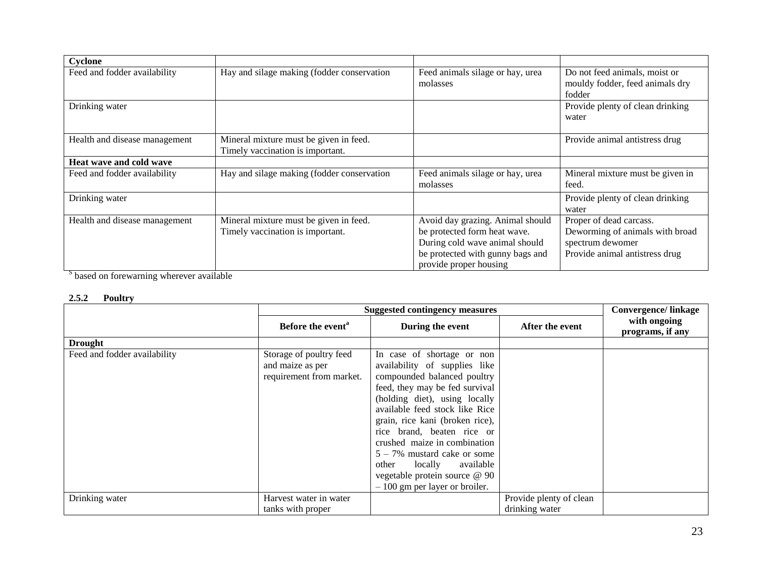| Cyclone | | | |
|---|---|---|---|
| Feed and fodder availability | Hay and silage making (fodder conservation | Feed animals silage or hay, urea molasses | Do not feed animals, moist or mouldy fodder, feed animals dry fodder |
| Drinking water | | | Provide plenty of clean drinking water |
| Health and disease management | Mineral mixture must be given in feed. Timely vaccination is important. | | Provide animal antistress drug |
| **Heat wave and cold wave** | | | |
| Feed and fodder availability | Hay and silage making (fodder conservation | Feed animals silage or hay, urea molasses | Mineral mixture must be given in feed. |
| Drinking water | | | Provide plenty of clean drinking water |
| Health and disease management | Mineral mixture must be given in feed. Timely vaccination is important. | Avoid day grazing. Animal should be protected form heat wave. During cold wave animal should be protected with gunny bags and provide proper housing | Proper of dead carcass. Deworming of animals with broad spectrum dewomer Provide animal antistress drug |

[s] based on forewarning wherever available

### 2.5.2 Poultry

| | Suggested contingency measures | | | Convergence/ linkage with ongoing programs, if any |
|---|---|---|---|---|
| | **Before the event[a]** | **During the event** | **After the event** | |
| **Drought** | | | | |
| Feed and fodder availability | Storage of poultry feed and maize as per requirement from market. | In case of shortage or non availability of supplies like compounded balanced poultry feed, they may be fed survival (holding diet), using locally available feed stock like Rice grain, rice kani (broken rice), rice brand, beaten rice or crushed maize in combination 5 – 7% mustard cake or some other locally available vegetable protein source @ 90 – 100 gm per layer or broiler. | | |
| Drinking water | Harvest water in water tanks with proper | | Provide plenty of clean drinking water | |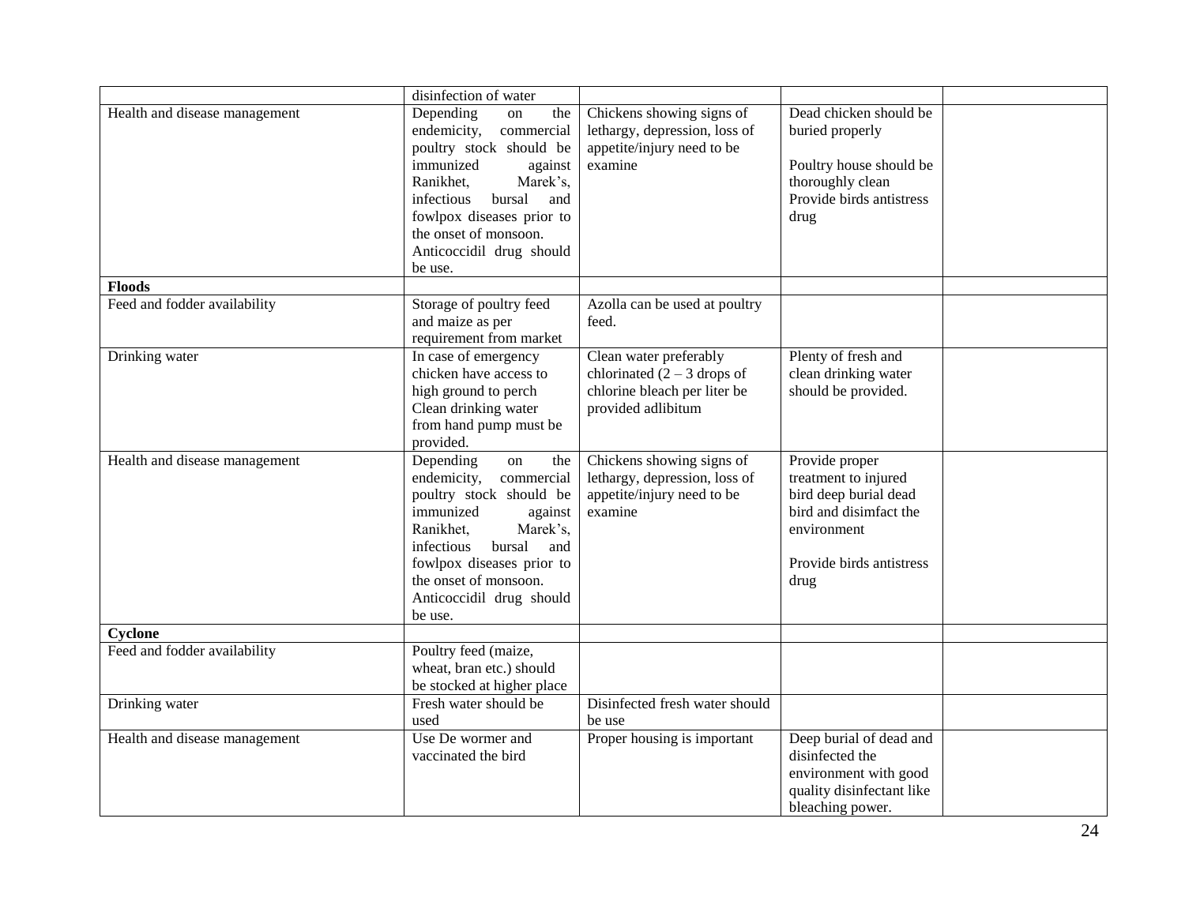| | disinfection of water | | | |
|---|---|---|---|---|
| Health and disease management | Depending on the endemicity, commercial poultry stock should be immunized against Ranikhet, Marek's, infectious bursal and fowlpox diseases prior to the onset of monsoon. Anticoccidil drug should be use. | Chickens showing signs of lethargy, depression, loss of appetite/injury need to be examine | Dead chicken should be buried properly<br><br>Poultry house should be thoroughly clean Provide birds antistress drug | |
| **Floods** | | | | |
| Feed and fodder availability | Storage of poultry feed and maize as per requirement from market | Azolla can be used at poultry feed. | | |
| Drinking water | In case of emergency chicken have access to high ground to perch Clean drinking water from hand pump must be provided. | Clean water preferably chlorinated (2 – 3 drops of chlorine bleach per liter be provided adlibitum | Plenty of fresh and clean drinking water should be provided. | |
| Health and disease management | Depending on the endemicity, commercial poultry stock should be immunized against Ranikhet, Marek's, infectious bursal and fowlpox diseases prior to the onset of monsoon. Anticoccidil drug should be use. | Chickens showing signs of lethargy, depression, loss of appetite/injury need to be examine | Provide proper treatment to injured bird deep burial dead bird and disimfact the environment<br><br>Provide birds antistress drug | |
| **Cyclone** | | | | |
| Feed and fodder availability | Poultry feed (maize, wheat, bran etc.) should be stocked at higher place | | | |
| Drinking water | Fresh water should be used | Disinfected fresh water should be use | | |
| Health and disease management | Use De wormer and vaccinated the bird | Proper housing is important | Deep burial of dead and disinfected the environment with good quality disinfectant like bleaching power. | |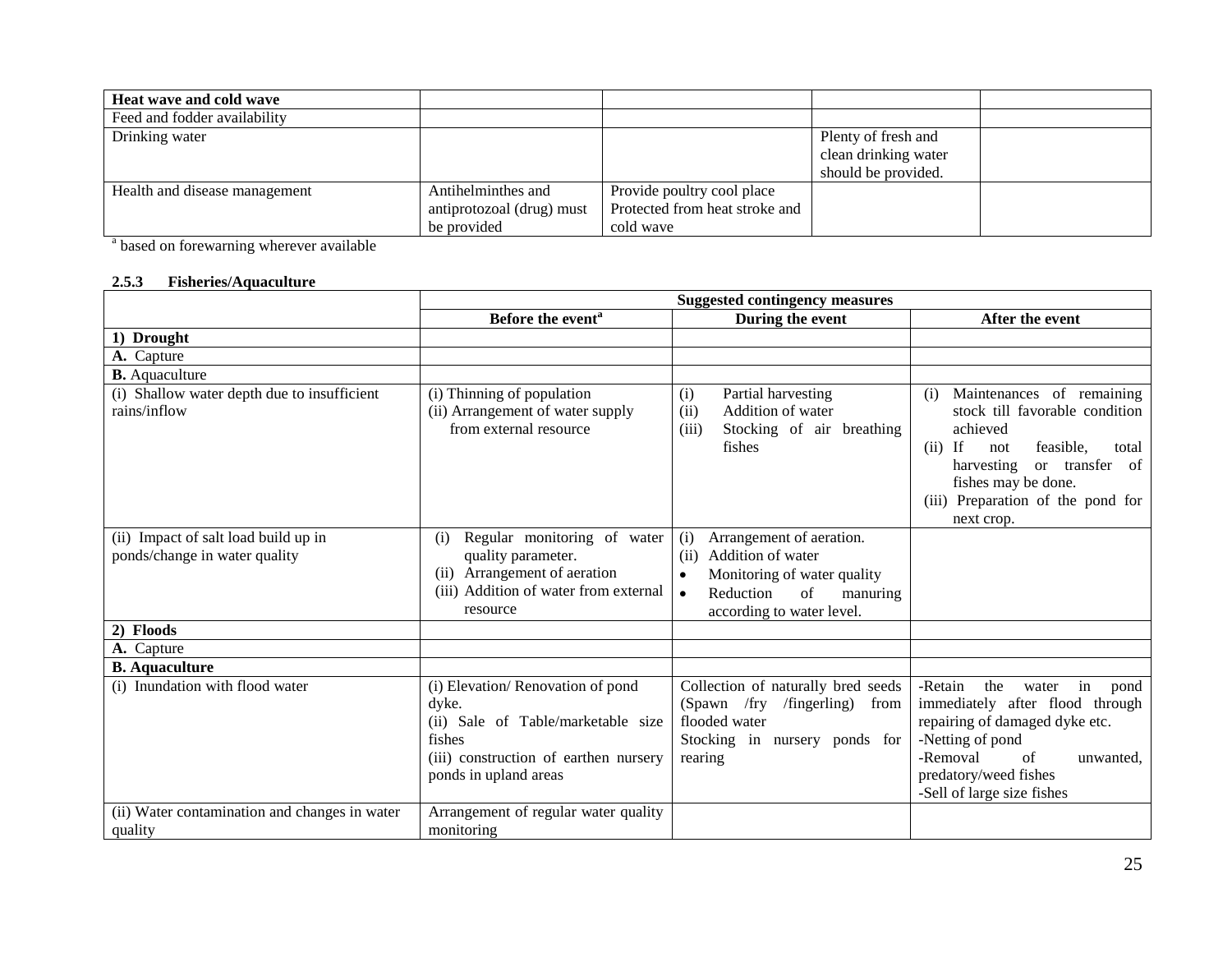| Heat wave and cold wave | | | | |
|---|---|---|---|---|
| Feed and fodder availability | | | | |
| Drinking water | | | Plenty of fresh and clean drinking water should be provided. | |
| Health and disease management | Antihelminthes and antiprotozoal (drug) must be provided | Provide poultry cool place Protected from heat stroke and cold wave | | |

[a] based on forewarning wherever available

### 2.5.3 Fisheries/Aquaculture

| | Suggested contingency measures | | |
|---|---|---|---|
| | **Before the event[a]** | **During the event** | **After the event** |
| **1) Drought** | | | |
| **A.** Capture | | | |
| **B.** Aquaculture | | | |
| (i) Shallow water depth due to insufficient rains/inflow | (i) Thinning of population<br>(ii) Arrangement of water supply from external resource | (i) Partial harvesting<br>(ii) Addition of water<br>(iii) Stocking of air breathing fishes | (i) Maintenances of remaining stock till favorable condition achieved<br>(ii) If not feasible, total harvesting or transfer of fishes may be done.<br>(iii) Preparation of the pond for next crop. |
| (ii) Impact of salt load build up in ponds/change in water quality | (i) Regular monitoring of water quality parameter.<br>(ii) Arrangement of aeration<br>(iii) Addition of water from external resource | (i) Arrangement of aeration.<br>(ii) Addition of water<br>• Monitoring of water quality<br>• Reduction of manuring according to water level. | |
| **2) Floods** | | | |
| **A.** Capture | | | |
| **B. Aquaculture** | | | |
| (i) Inundation with flood water | (i) Elevation/ Renovation of pond dyke.<br>(ii) Sale of Table/marketable size fishes<br>(iii) construction of earthen nursery ponds in upland areas | Collection of naturally bred seeds (Spawn /fry /fingerling) from flooded water<br>Stocking in nursery ponds for rearing | -Retain the water in pond immediately after flood through repairing of damaged dyke etc.<br>-Netting of pond<br>-Removal of unwanted, predatory/weed fishes<br>-Sell of large size fishes |
| (ii) Water contamination and changes in water quality | Arrangement of regular water quality monitoring | | |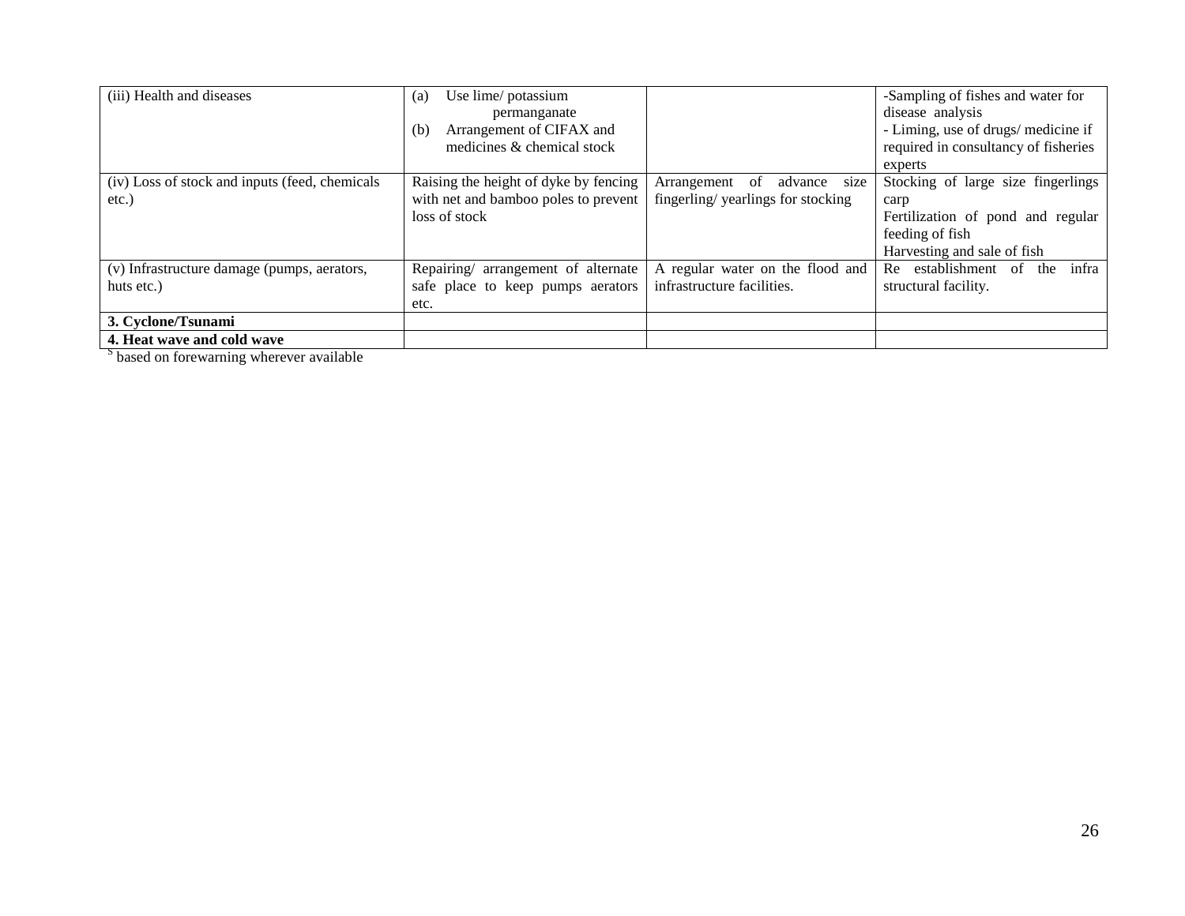| | | | |
|---|---|---|---|
| (iii) Health and diseases | (a) Use lime/ potassium permanganate<br>(b) Arrangement of CIFAX and medicines & chemical stock | | -Sampling of fishes and water for disease analysis<br>- Liming, use of drugs/ medicine if required in consultancy of fisheries experts |
| (iv) Loss of stock and inputs (feed, chemicals etc.) | Raising the height of dyke by fencing with net and bamboo poles to prevent loss of stock | Arrangement of advance size fingerling/ yearlings for stocking | Stocking of large size fingerlings carp<br>Fertilization of pond and regular feeding of fish<br>Harvesting and sale of fish |
| (v) Infrastructure damage (pumps, aerators, huts etc.) | Repairing/ arrangement of alternate safe place to keep pumps aerators etc. | A regular water on the flood and infrastructure facilities. | Re establishment of the infra structural facility. |
| **3. Cyclone/Tsunami** | | | |
| **4. Heat wave and cold wave** | | | |

[s] based on forewarning wherever available